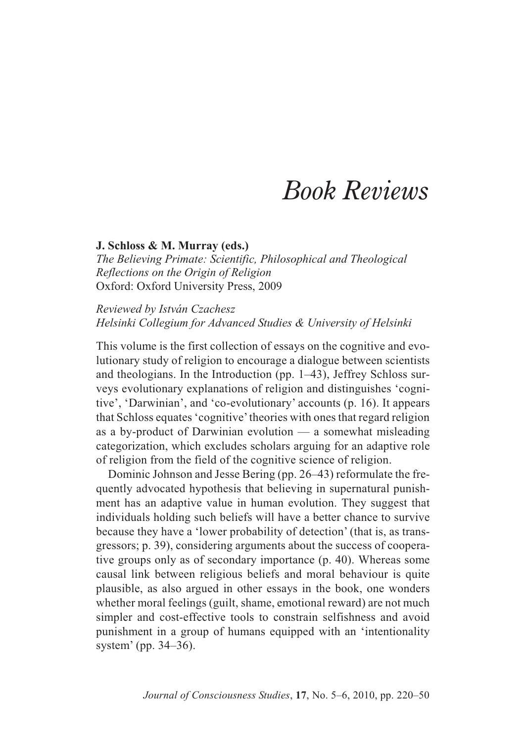# Book Reviews

**J. Schloss & M. Murray (eds.)**
*The Believing Primate: Scientific, Philosophical and Theological Reflections on the Origin of Religion*
Oxford: Oxford University Press, 2009

*Reviewed by István Czachesz*
*Helsinki Collegium for Advanced Studies & University of Helsinki*

This volume is the first collection of essays on the cognitive and evolutionary study of religion to encourage a dialogue between scientists and theologians. In the Introduction (pp. 1–43), Jeffrey Schloss surveys evolutionary explanations of religion and distinguishes 'cognitive', 'Darwinian', and 'co-evolutionary' accounts (p. 16). It appears that Schloss equates 'cognitive' theories with ones that regard religion as a by-product of Darwinian evolution — a somewhat misleading categorization, which excludes scholars arguing for an adaptive role of religion from the field of the cognitive science of religion.

Dominic Johnson and Jesse Bering (pp. 26–43) reformulate the frequently advocated hypothesis that believing in supernatural punishment has an adaptive value in human evolution. They suggest that individuals holding such beliefs will have a better chance to survive because they have a 'lower probability of detection' (that is, as transgressors; p. 39), considering arguments about the success of cooperative groups only as of secondary importance (p. 40). Whereas some causal link between religious beliefs and moral behaviour is quite plausible, as also argued in other essays in the book, one wonders whether moral feelings (guilt, shame, emotional reward) are not much simpler and cost-effective tools to constrain selfishness and avoid punishment in a group of humans equipped with an 'intentionality system' (pp. 34–36).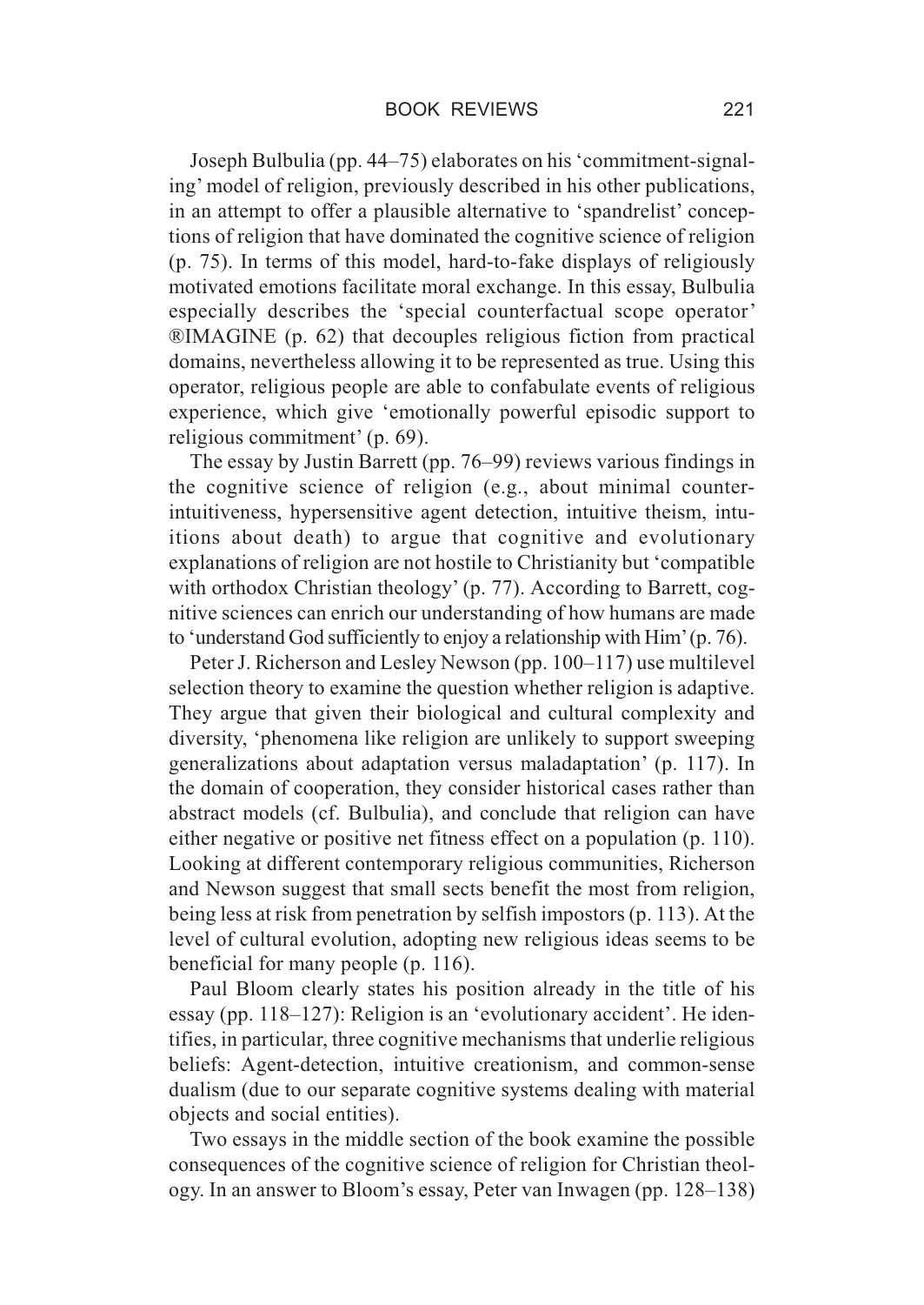Joseph Bulbulia (pp. 44–75) elaborates on his 'commitment-signaling' model of religion, previously described in his other publications, in an attempt to offer a plausible alternative to 'spandrelist' conceptions of religion that have dominated the cognitive science of religion (p. 75). In terms of this model, hard-to-fake displays of religiously motivated emotions facilitate moral exchange. In this essay, Bulbulia especially describes the 'special counterfactual scope operator' ®IMAGINE (p. 62) that decouples religious fiction from practical domains, nevertheless allowing it to be represented as true. Using this operator, religious people are able to confabulate events of religious experience, which give 'emotionally powerful episodic support to religious commitment' (p. 69).

The essay by Justin Barrett (pp. 76–99) reviews various findings in the cognitive science of religion (e.g., about minimal counter-intuitiveness, hypersensitive agent detection, intuitive theism, intuitions about death) to argue that cognitive and evolutionary explanations of religion are not hostile to Christianity but 'compatible with orthodox Christian theology' (p. 77). According to Barrett, cognitive sciences can enrich our understanding of how humans are made to 'understand God sufficiently to enjoy a relationship with Him' (p. 76).

Peter J. Richerson and Lesley Newson (pp. 100–117) use multilevel selection theory to examine the question whether religion is adaptive. They argue that given their biological and cultural complexity and diversity, 'phenomena like religion are unlikely to support sweeping generalizations about adaptation versus maladaptation' (p. 117). In the domain of cooperation, they consider historical cases rather than abstract models (cf. Bulbulia), and conclude that religion can have either negative or positive net fitness effect on a population (p. 110). Looking at different contemporary religious communities, Richerson and Newson suggest that small sects benefit the most from religion, being less at risk from penetration by selfish impostors (p. 113). At the level of cultural evolution, adopting new religious ideas seems to be beneficial for many people (p. 116).

Paul Bloom clearly states his position already in the title of his essay (pp. 118–127): Religion is an 'evolutionary accident'. He identifies, in particular, three cognitive mechanisms that underlie religious beliefs: Agent-detection, intuitive creationism, and common-sense dualism (due to our separate cognitive systems dealing with material objects and social entities).

Two essays in the middle section of the book examine the possible consequences of the cognitive science of religion for Christian theology. In an answer to Bloom's essay, Peter van Inwagen (pp. 128–138)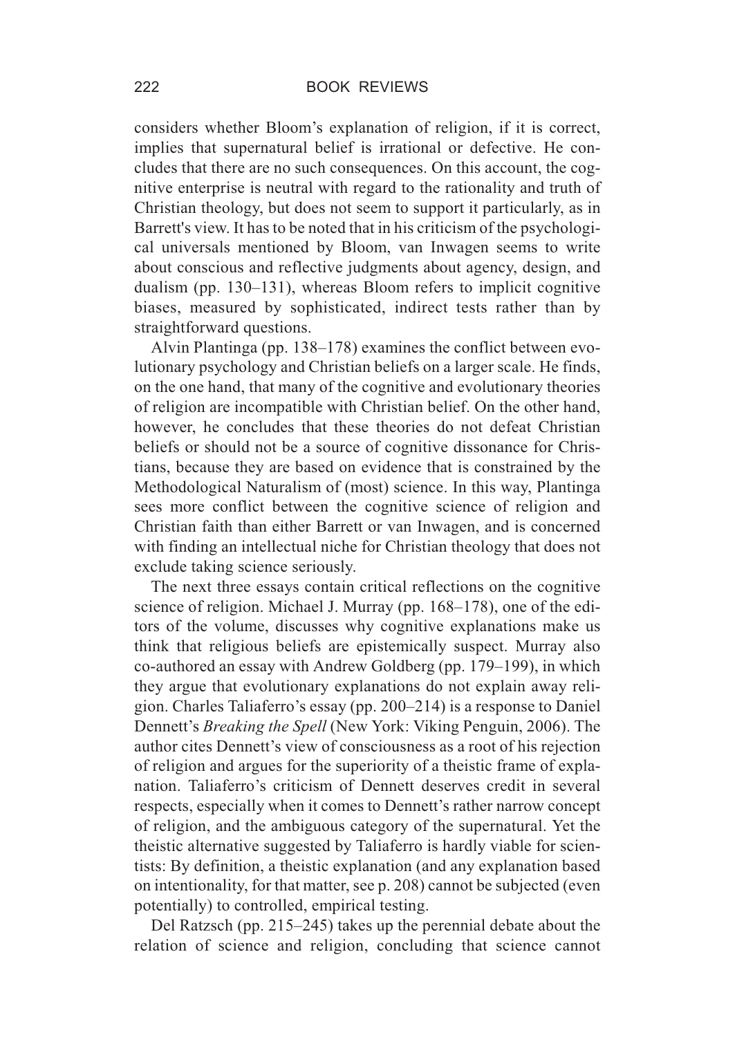considers whether Bloom's explanation of religion, if it is correct, implies that supernatural belief is irrational or defective. He concludes that there are no such consequences. On this account, the cognitive enterprise is neutral with regard to the rationality and truth of Christian theology, but does not seem to support it particularly, as in Barrett's view. It has to be noted that in his criticism of the psychological universals mentioned by Bloom, van Inwagen seems to write about conscious and reflective judgments about agency, design, and dualism (pp. 130–131), whereas Bloom refers to implicit cognitive biases, measured by sophisticated, indirect tests rather than by straightforward questions.

Alvin Plantinga (pp. 138–178) examines the conflict between evolutionary psychology and Christian beliefs on a larger scale. He finds, on the one hand, that many of the cognitive and evolutionary theories of religion are incompatible with Christian belief. On the other hand, however, he concludes that these theories do not defeat Christian beliefs or should not be a source of cognitive dissonance for Christians, because they are based on evidence that is constrained by the Methodological Naturalism of (most) science. In this way, Plantinga sees more conflict between the cognitive science of religion and Christian faith than either Barrett or van Inwagen, and is concerned with finding an intellectual niche for Christian theology that does not exclude taking science seriously.

The next three essays contain critical reflections on the cognitive science of religion. Michael J. Murray (pp. 168–178), one of the editors of the volume, discusses why cognitive explanations make us think that religious beliefs are epistemically suspect. Murray also co-authored an essay with Andrew Goldberg (pp. 179–199), in which they argue that evolutionary explanations do not explain away religion. Charles Taliaferro's essay (pp. 200–214) is a response to Daniel Dennett's *Breaking the Spell* (New York: Viking Penguin, 2006). The author cites Dennett's view of consciousness as a root of his rejection of religion and argues for the superiority of a theistic frame of explanation. Taliaferro's criticism of Dennett deserves credit in several respects, especially when it comes to Dennett's rather narrow concept of religion, and the ambiguous category of the supernatural. Yet the theistic alternative suggested by Taliaferro is hardly viable for scientists: By definition, a theistic explanation (and any explanation based on intentionality, for that matter, see p. 208) cannot be subjected (even potentially) to controlled, empirical testing.

Del Ratzsch (pp. 215–245) takes up the perennial debate about the relation of science and religion, concluding that science cannot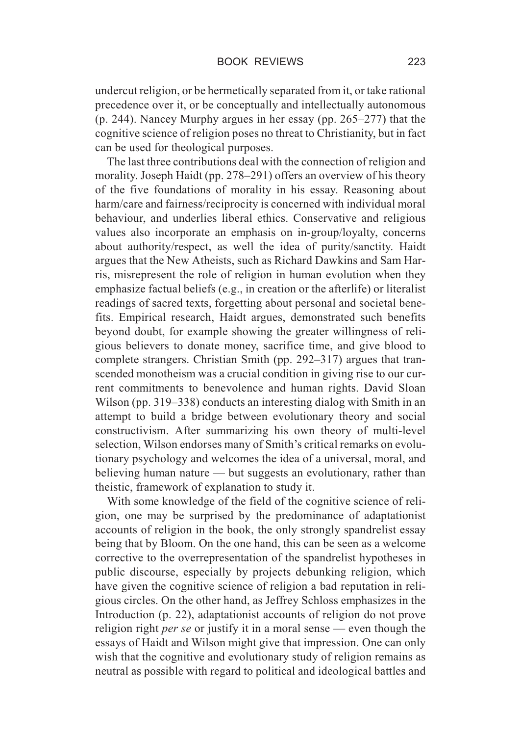undercut religion, or be hermetically separated from it, or take rational precedence over it, or be conceptually and intellectually autonomous (p. 244). Nancey Murphy argues in her essay (pp. 265–277) that the cognitive science of religion poses no threat to Christianity, but in fact can be used for theological purposes.

The last three contributions deal with the connection of religion and morality. Joseph Haidt (pp. 278–291) offers an overview of his theory of the five foundations of morality in his essay. Reasoning about harm/care and fairness/reciprocity is concerned with individual moral behaviour, and underlies liberal ethics. Conservative and religious values also incorporate an emphasis on in-group/loyalty, concerns about authority/respect, as well the idea of purity/sanctity. Haidt argues that the New Atheists, such as Richard Dawkins and Sam Harris, misrepresent the role of religion in human evolution when they emphasize factual beliefs (e.g., in creation or the afterlife) or literalist readings of sacred texts, forgetting about personal and societal benefits. Empirical research, Haidt argues, demonstrated such benefits beyond doubt, for example showing the greater willingness of religious believers to donate money, sacrifice time, and give blood to complete strangers. Christian Smith (pp. 292–317) argues that transcended monotheism was a crucial condition in giving rise to our current commitments to benevolence and human rights. David Sloan Wilson (pp. 319–338) conducts an interesting dialog with Smith in an attempt to build a bridge between evolutionary theory and social constructivism. After summarizing his own theory of multi-level selection, Wilson endorses many of Smith's critical remarks on evolutionary psychology and welcomes the idea of a universal, moral, and believing human nature — but suggests an evolutionary, rather than theistic, framework of explanation to study it.

With some knowledge of the field of the cognitive science of religion, one may be surprised by the predominance of adaptationist accounts of religion in the book, the only strongly spandrelist essay being that by Bloom. On the one hand, this can be seen as a welcome corrective to the overrepresentation of the spandrelist hypotheses in public discourse, especially by projects debunking religion, which have given the cognitive science of religion a bad reputation in religious circles. On the other hand, as Jeffrey Schloss emphasizes in the Introduction (p. 22), adaptationist accounts of religion do not prove religion right *per se* or justify it in a moral sense — even though the essays of Haidt and Wilson might give that impression. One can only wish that the cognitive and evolutionary study of religion remains as neutral as possible with regard to political and ideological battles and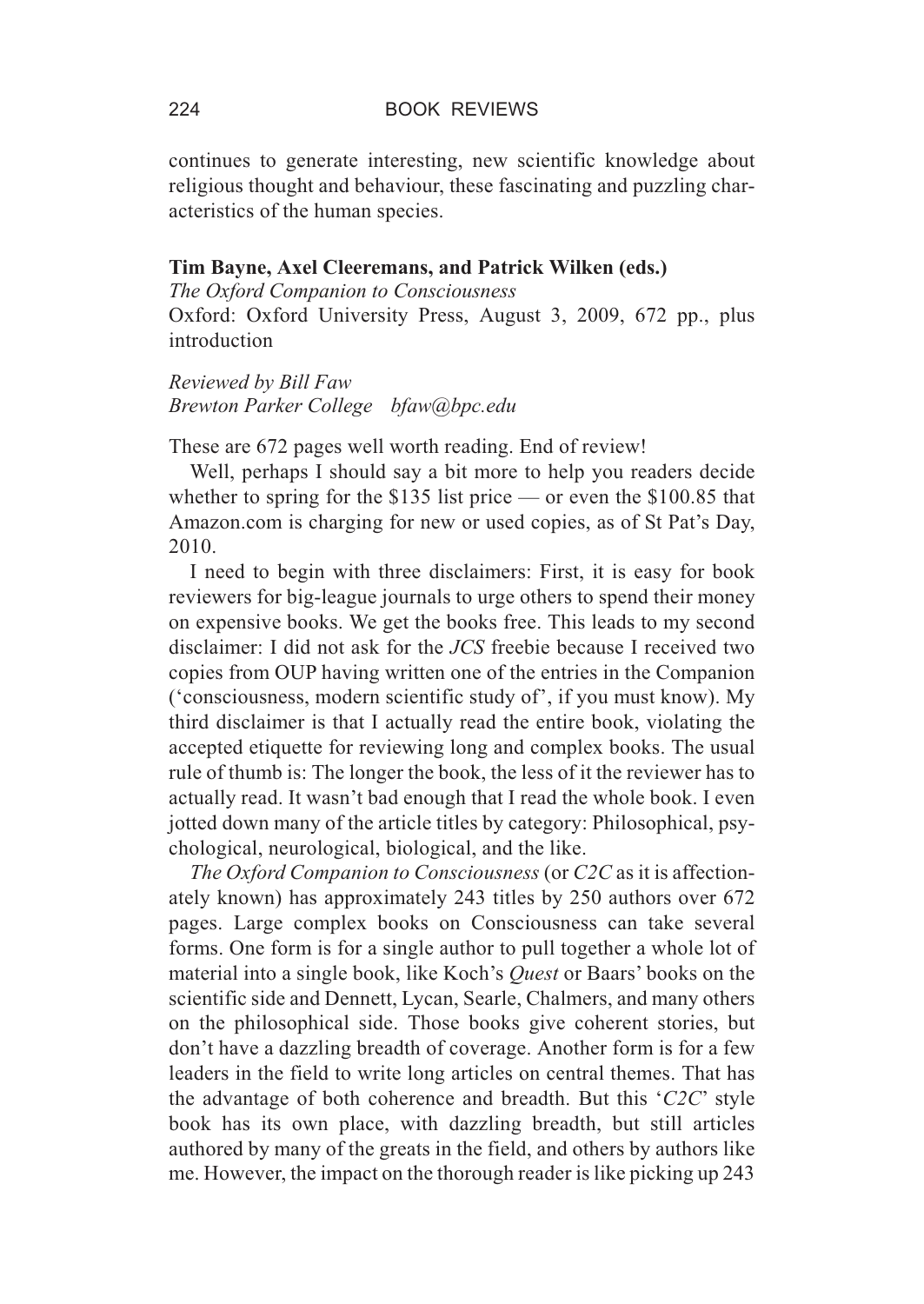continues to generate interesting, new scientific knowledge about religious thought and behaviour, these fascinating and puzzling characteristics of the human species.

**Tim Bayne, Axel Cleeremans, and Patrick Wilken (eds.)**
*The Oxford Companion to Consciousness*
Oxford: Oxford University Press, August 3, 2009, 672 pp., plus introduction

*Reviewed by Bill Faw*
*Brewton Parker College bfaw@bpc.edu*

These are 672 pages well worth reading. End of review!

Well, perhaps I should say a bit more to help you readers decide whether to spring for the $135 list price — or even the $100.85 that Amazon.com is charging for new or used copies, as of St Pat's Day, 2010.

I need to begin with three disclaimers: First, it is easy for book reviewers for big-league journals to urge others to spend their money on expensive books. We get the books free. This leads to my second disclaimer: I did not ask for the *JCS* freebie because I received two copies from OUP having written one of the entries in the Companion ('consciousness, modern scientific study of', if you must know). My third disclaimer is that I actually read the entire book, violating the accepted etiquette for reviewing long and complex books. The usual rule of thumb is: The longer the book, the less of it the reviewer has to actually read. It wasn't bad enough that I read the whole book. I even jotted down many of the article titles by category: Philosophical, psychological, neurological, biological, and the like.

*The Oxford Companion to Consciousness* (or *C2C* as it is affectionately known) has approximately 243 titles by 250 authors over 672 pages. Large complex books on Consciousness can take several forms. One form is for a single author to pull together a whole lot of material into a single book, like Koch's *Quest* or Baars' books on the scientific side and Dennett, Lycan, Searle, Chalmers, and many others on the philosophical side. Those books give coherent stories, but don't have a dazzling breadth of coverage. Another form is for a few leaders in the field to write long articles on central themes. That has the advantage of both coherence and breadth. But this '*C2C*' style book has its own place, with dazzling breadth, but still articles authored by many of the greats in the field, and others by authors like me. However, the impact on the thorough reader is like picking up 243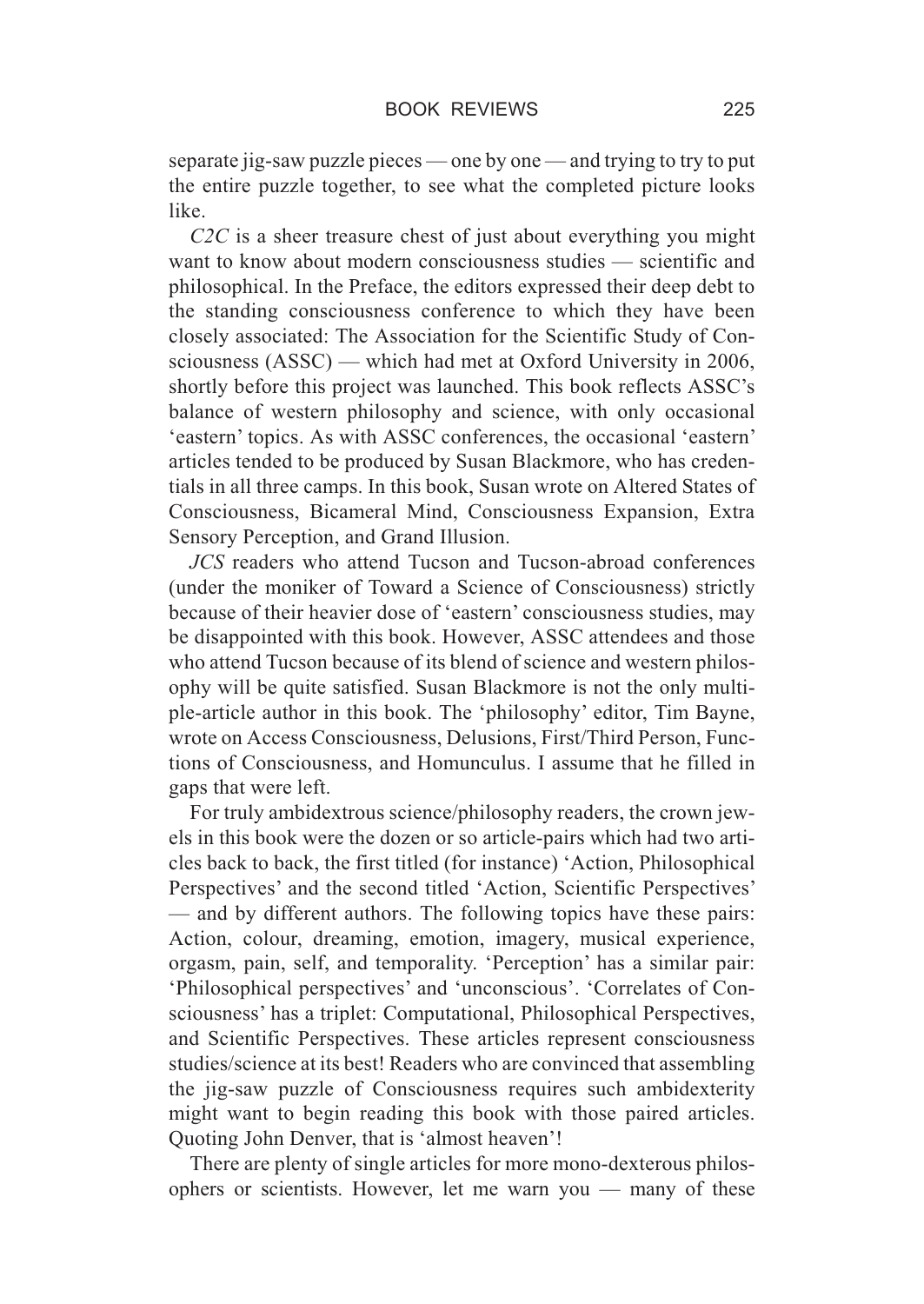separate jig-saw puzzle pieces — one by one — and trying to try to put the entire puzzle together, to see what the completed picture looks like.

*C2C* is a sheer treasure chest of just about everything you might want to know about modern consciousness studies — scientific and philosophical. In the Preface, the editors expressed their deep debt to the standing consciousness conference to which they have been closely associated: The Association for the Scientific Study of Consciousness (ASSC) — which had met at Oxford University in 2006, shortly before this project was launched. This book reflects ASSC's balance of western philosophy and science, with only occasional 'eastern' topics. As with ASSC conferences, the occasional 'eastern' articles tended to be produced by Susan Blackmore, who has credentials in all three camps. In this book, Susan wrote on Altered States of Consciousness, Bicameral Mind, Consciousness Expansion, Extra Sensory Perception, and Grand Illusion.

*JCS* readers who attend Tucson and Tucson-abroad conferences (under the moniker of Toward a Science of Consciousness) strictly because of their heavier dose of 'eastern' consciousness studies, may be disappointed with this book. However, ASSC attendees and those who attend Tucson because of its blend of science and western philosophy will be quite satisfied. Susan Blackmore is not the only multiple-article author in this book. The 'philosophy' editor, Tim Bayne, wrote on Access Consciousness, Delusions, First/Third Person, Functions of Consciousness, and Homunculus. I assume that he filled in gaps that were left.

For truly ambidextrous science/philosophy readers, the crown jewels in this book were the dozen or so article-pairs which had two articles back to back, the first titled (for instance) 'Action, Philosophical Perspectives' and the second titled 'Action, Scientific Perspectives' — and by different authors. The following topics have these pairs: Action, colour, dreaming, emotion, imagery, musical experience, orgasm, pain, self, and temporality. 'Perception' has a similar pair: 'Philosophical perspectives' and 'unconscious'. 'Correlates of Consciousness' has a triplet: Computational, Philosophical Perspectives, and Scientific Perspectives. These articles represent consciousness studies/science at its best! Readers who are convinced that assembling the jig-saw puzzle of Consciousness requires such ambidexterity might want to begin reading this book with those paired articles. Quoting John Denver, that is 'almost heaven'!

There are plenty of single articles for more mono-dexterous philosophers or scientists. However, let me warn you — many of these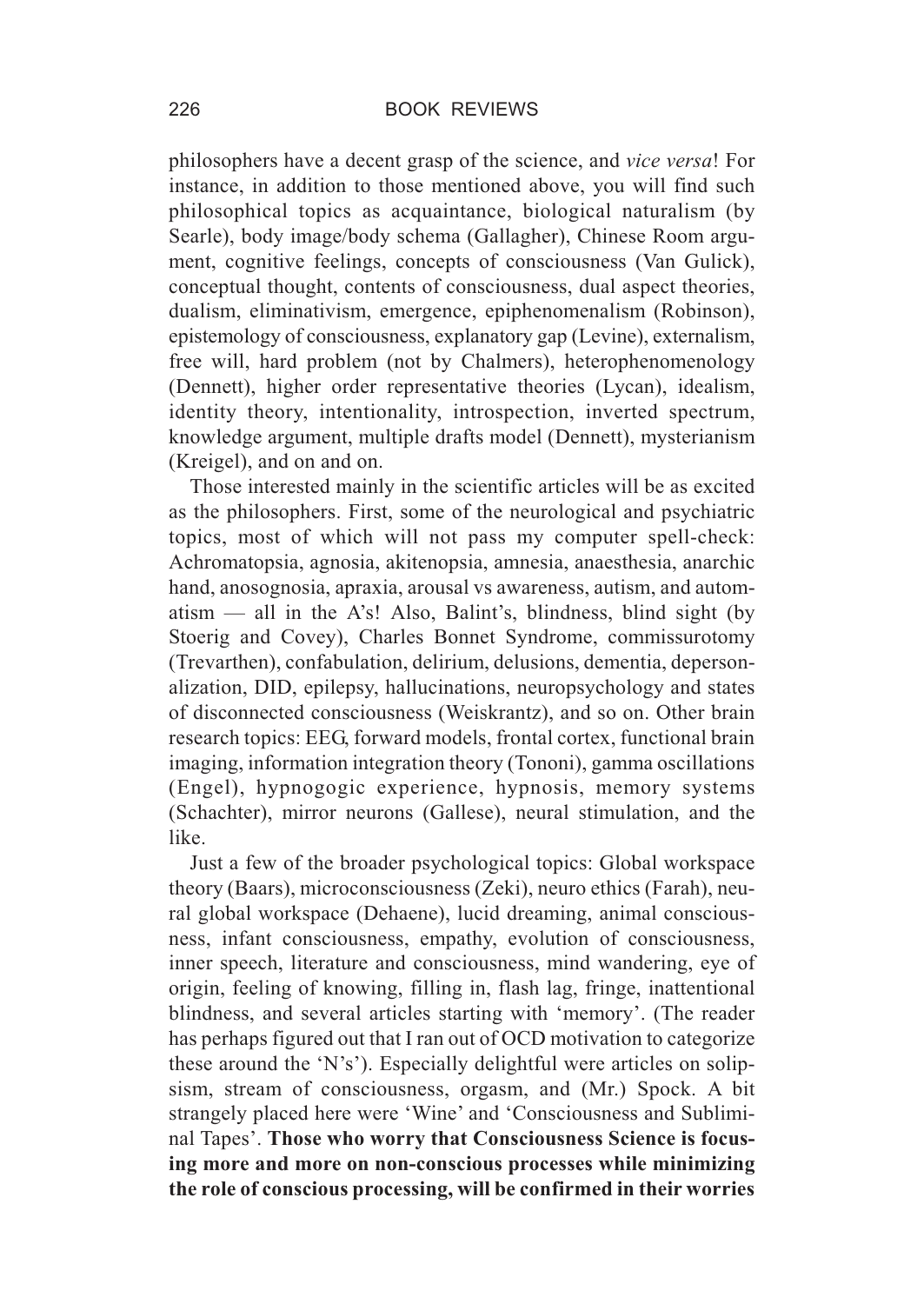philosophers have a decent grasp of the science, and *vice versa*! For instance, in addition to those mentioned above, you will find such philosophical topics as acquaintance, biological naturalism (by Searle), body image/body schema (Gallagher), Chinese Room argument, cognitive feelings, concepts of consciousness (Van Gulick), conceptual thought, contents of consciousness, dual aspect theories, dualism, eliminativism, emergence, epiphenomenalism (Robinson), epistemology of consciousness, explanatory gap (Levine), externalism, free will, hard problem (not by Chalmers), heterophenomenology (Dennett), higher order representative theories (Lycan), idealism, identity theory, intentionality, introspection, inverted spectrum, knowledge argument, multiple drafts model (Dennett), mysterianism (Kreigel), and on and on.

Those interested mainly in the scientific articles will be as excited as the philosophers. First, some of the neurological and psychiatric topics, most of which will not pass my computer spell-check: Achromatopsia, agnosia, akitenopsia, amnesia, anaesthesia, anarchic hand, anosognosia, apraxia, arousal vs awareness, autism, and automatism — all in the A's! Also, Balint's, blindness, blind sight (by Stoerig and Covey), Charles Bonnet Syndrome, commissurotomy (Trevarthen), confabulation, delirium, delusions, dementia, depersonalization, DID, epilepsy, hallucinations, neuropsychology and states of disconnected consciousness (Weiskrantz), and so on. Other brain research topics: EEG, forward models, frontal cortex, functional brain imaging, information integration theory (Tononi), gamma oscillations (Engel), hypnogogic experience, hypnosis, memory systems (Schachter), mirror neurons (Gallese), neural stimulation, and the like.

Just a few of the broader psychological topics: Global workspace theory (Baars), microconsciousness (Zeki), neuro ethics (Farah), neural global workspace (Dehaene), lucid dreaming, animal consciousness, infant consciousness, empathy, evolution of consciousness, inner speech, literature and consciousness, mind wandering, eye of origin, feeling of knowing, filling in, flash lag, fringe, inattentional blindness, and several articles starting with 'memory'. (The reader has perhaps figured out that I ran out of OCD motivation to categorize these around the 'N's'). Especially delightful were articles on solipsism, stream of consciousness, orgasm, and (Mr.) Spock. A bit strangely placed here were 'Wine' and 'Consciousness and Subliminal Tapes'. **Those who worry that Consciousness Science is focusing more and more on non-conscious processes while minimizing the role of conscious processing, will be confirmed in their worries**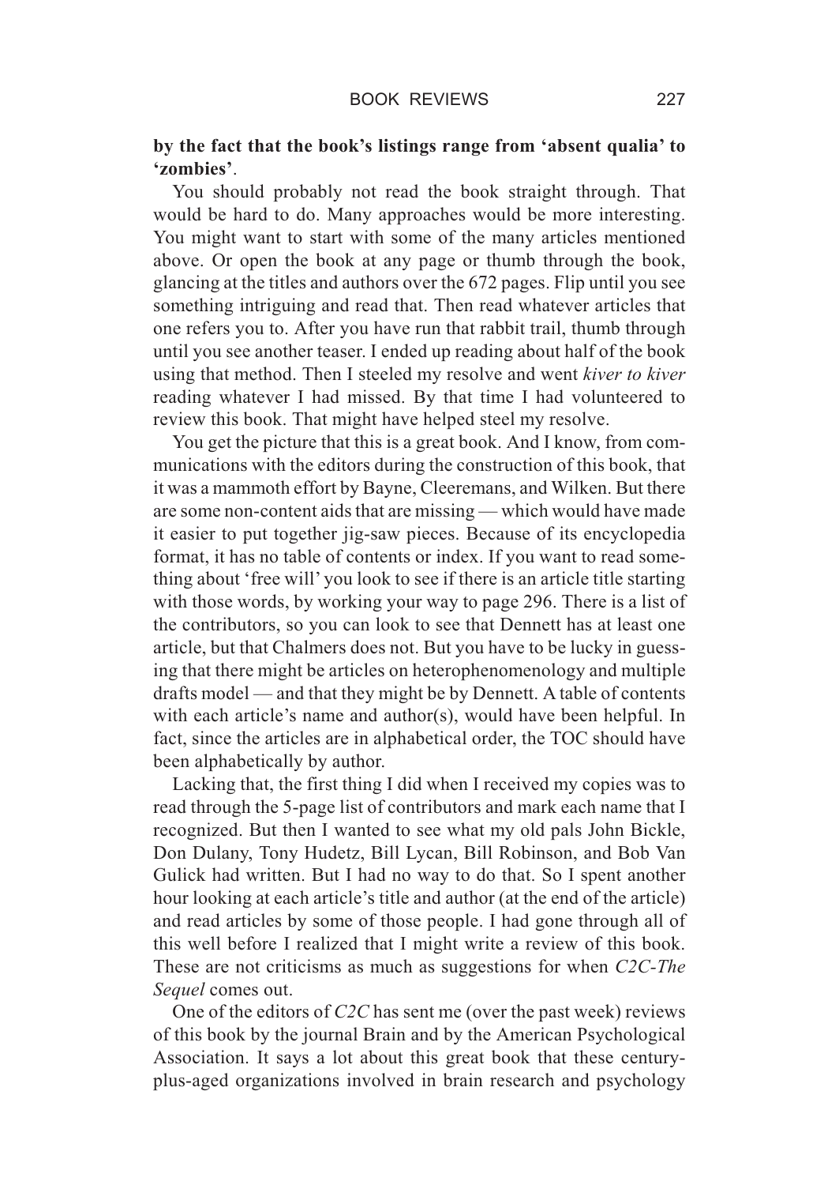**by the fact that the book's listings range from 'absent qualia' to 'zombies'**.

You should probably not read the book straight through. That would be hard to do. Many approaches would be more interesting. You might want to start with some of the many articles mentioned above. Or open the book at any page or thumb through the book, glancing at the titles and authors over the 672 pages. Flip until you see something intriguing and read that. Then read whatever articles that one refers you to. After you have run that rabbit trail, thumb through until you see another teaser. I ended up reading about half of the book using that method. Then I steeled my resolve and went *kiver to kiver* reading whatever I had missed. By that time I had volunteered to review this book. That might have helped steel my resolve.

You get the picture that this is a great book. And I know, from communications with the editors during the construction of this book, that it was a mammoth effort by Bayne, Cleeremans, and Wilken. But there are some non-content aids that are missing — which would have made it easier to put together jig-saw pieces. Because of its encyclopedia format, it has no table of contents or index. If you want to read something about 'free will' you look to see if there is an article title starting with those words, by working your way to page 296. There is a list of the contributors, so you can look to see that Dennett has at least one article, but that Chalmers does not. But you have to be lucky in guessing that there might be articles on heterophenomenology and multiple drafts model — and that they might be by Dennett. A table of contents with each article's name and author(s), would have been helpful. In fact, since the articles are in alphabetical order, the TOC should have been alphabetically by author.

Lacking that, the first thing I did when I received my copies was to read through the 5-page list of contributors and mark each name that I recognized. But then I wanted to see what my old pals John Bickle, Don Dulany, Tony Hudetz, Bill Lycan, Bill Robinson, and Bob Van Gulick had written. But I had no way to do that. So I spent another hour looking at each article's title and author (at the end of the article) and read articles by some of those people. I had gone through all of this well before I realized that I might write a review of this book. These are not criticisms as much as suggestions for when *C2C-The Sequel* comes out.

One of the editors of *C2C* has sent me (over the past week) reviews of this book by the journal Brain and by the American Psychological Association. It says a lot about this great book that these century-plus-aged organizations involved in brain research and psychology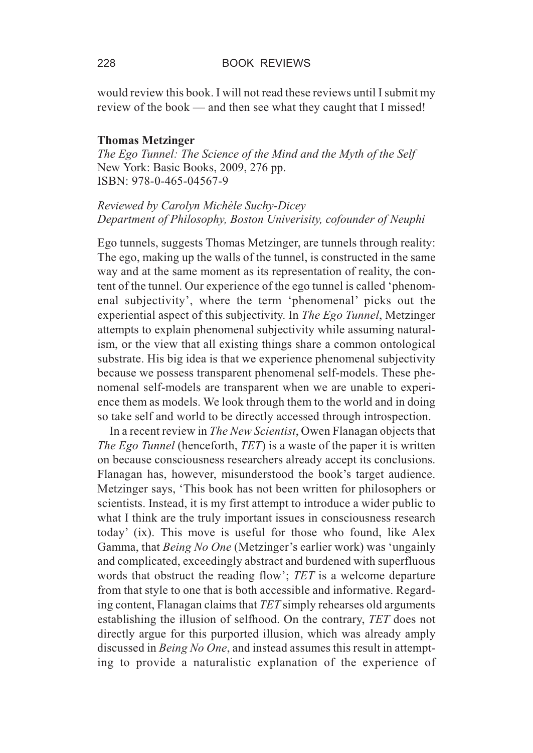would review this book. I will not read these reviews until I submit my review of the book — and then see what they caught that I missed!

**Thomas Metzinger**
*The Ego Tunnel: The Science of the Mind and the Myth of the Self*
New York: Basic Books, 2009, 276 pp.
ISBN: 978-0-465-04567-9

*Reviewed by Carolyn Michèle Suchy-Dicey*
*Department of Philosophy, Boston Univerisity, cofounder of Neuphi*

Ego tunnels, suggests Thomas Metzinger, are tunnels through reality: The ego, making up the walls of the tunnel, is constructed in the same way and at the same moment as its representation of reality, the content of the tunnel. Our experience of the ego tunnel is called 'phenomenal subjectivity', where the term 'phenomenal' picks out the experiential aspect of this subjectivity. In *The Ego Tunnel*, Metzinger attempts to explain phenomenal subjectivity while assuming naturalism, or the view that all existing things share a common ontological substrate. His big idea is that we experience phenomenal subjectivity because we possess transparent phenomenal self-models. These phenomenal self-models are transparent when we are unable to experience them as models. We look through them to the world and in doing so take self and world to be directly accessed through introspection.

In a recent review in *The New Scientist*, Owen Flanagan objects that *The Ego Tunnel* (henceforth, *TET*) is a waste of the paper it is written on because consciousness researchers already accept its conclusions. Flanagan has, however, misunderstood the book's target audience. Metzinger says, 'This book has not been written for philosophers or scientists. Instead, it is my first attempt to introduce a wider public to what I think are the truly important issues in consciousness research today' (ix). This move is useful for those who found, like Alex Gamma, that *Being No One* (Metzinger's earlier work) was 'ungainly and complicated, exceedingly abstract and burdened with superfluous words that obstruct the reading flow'; *TET* is a welcome departure from that style to one that is both accessible and informative. Regarding content, Flanagan claims that *TET* simply rehearses old arguments establishing the illusion of selfhood. On the contrary, *TET* does not directly argue for this purported illusion, which was already amply discussed in *Being No One*, and instead assumes this result in attempting to provide a naturalistic explanation of the experience of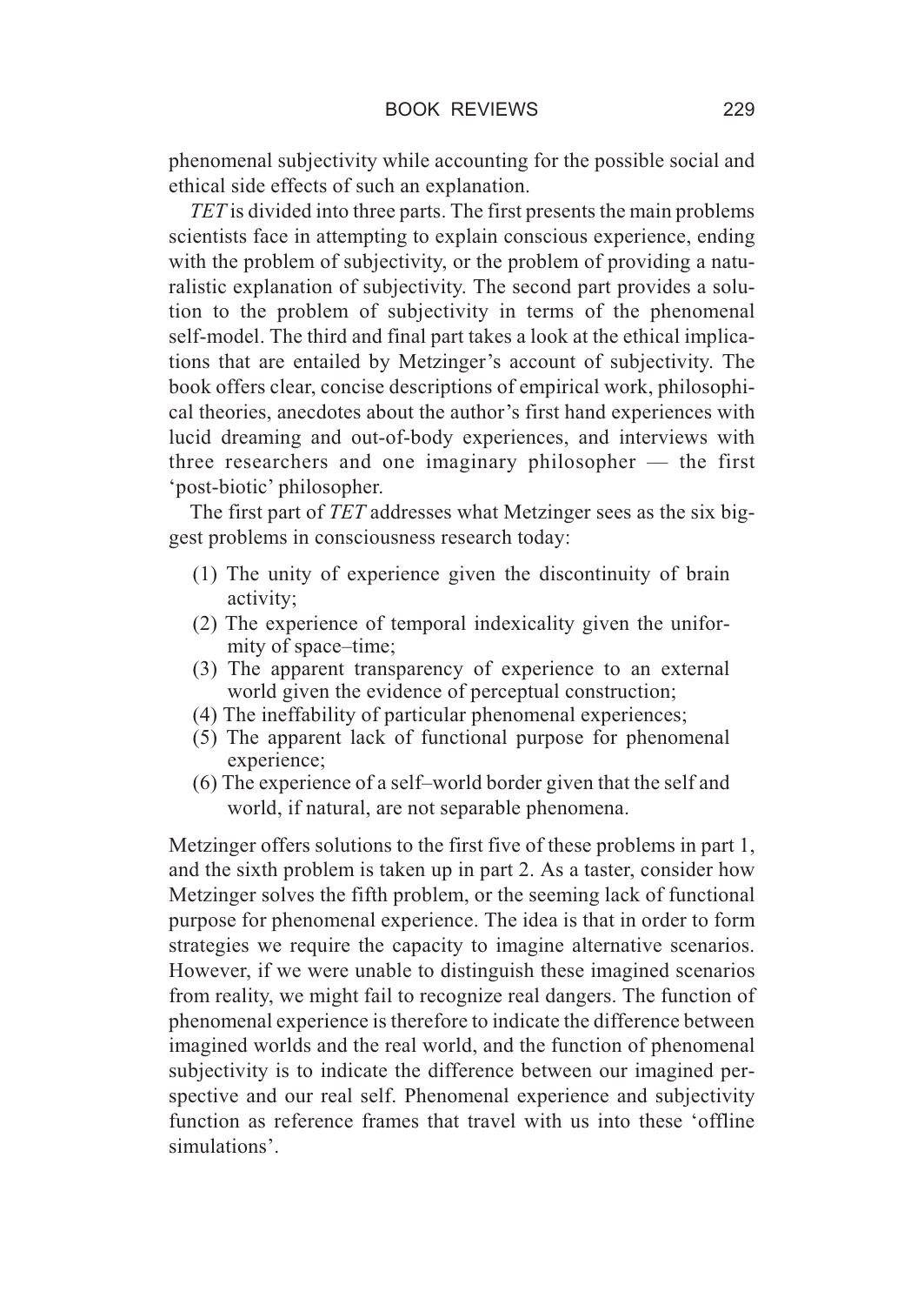phenomenal subjectivity while accounting for the possible social and ethical side effects of such an explanation.

*TET* is divided into three parts. The first presents the main problems scientists face in attempting to explain conscious experience, ending with the problem of subjectivity, or the problem of providing a naturalistic explanation of subjectivity. The second part provides a solution to the problem of subjectivity in terms of the phenomenal self-model. The third and final part takes a look at the ethical implications that are entailed by Metzinger's account of subjectivity. The book offers clear, concise descriptions of empirical work, philosophical theories, anecdotes about the author's first hand experiences with lucid dreaming and out-of-body experiences, and interviews with three researchers and one imaginary philosopher — the first 'post-biotic' philosopher.

The first part of *TET* addresses what Metzinger sees as the six biggest problems in consciousness research today:

(1) The unity of experience given the discontinuity of brain activity;
(2) The experience of temporal indexicality given the uniformity of space–time;
(3) The apparent transparency of experience to an external world given the evidence of perceptual construction;
(4) The ineffability of particular phenomenal experiences;
(5) The apparent lack of functional purpose for phenomenal experience;
(6) The experience of a self–world border given that the self and world, if natural, are not separable phenomena.

Metzinger offers solutions to the first five of these problems in part 1, and the sixth problem is taken up in part 2. As a taster, consider how Metzinger solves the fifth problem, or the seeming lack of functional purpose for phenomenal experience. The idea is that in order to form strategies we require the capacity to imagine alternative scenarios. However, if we were unable to distinguish these imagined scenarios from reality, we might fail to recognize real dangers. The function of phenomenal experience is therefore to indicate the difference between imagined worlds and the real world, and the function of phenomenal subjectivity is to indicate the difference between our imagined perspective and our real self. Phenomenal experience and subjectivity function as reference frames that travel with us into these 'offline simulations'.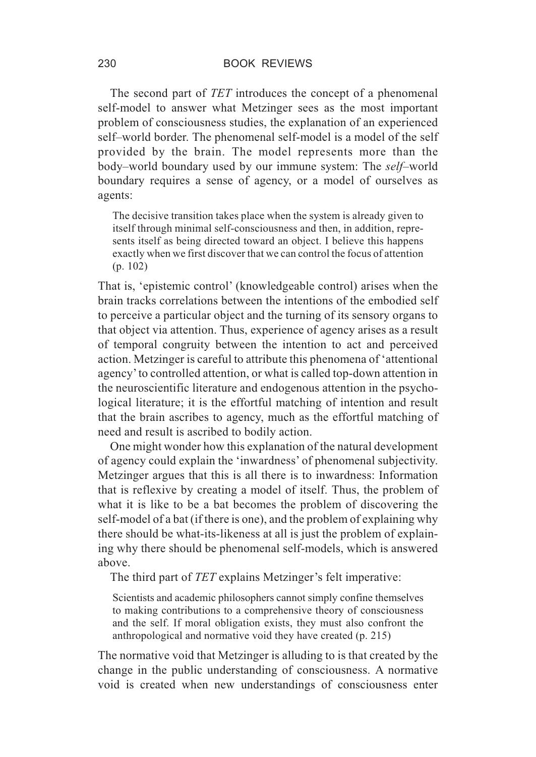The second part of *TET* introduces the concept of a phenomenal self-model to answer what Metzinger sees as the most important problem of consciousness studies, the explanation of an experienced self–world border. The phenomenal self-model is a model of the self provided by the brain. The model represents more than the body–world boundary used by our immune system: The *self*–world boundary requires a sense of agency, or a model of ourselves as agents:

> The decisive transition takes place when the system is already given to itself through minimal self-consciousness and then, in addition, represents itself as being directed toward an object. I believe this happens exactly when we first discover that we can control the focus of attention (p. 102)

That is, 'epistemic control' (knowledgeable control) arises when the brain tracks correlations between the intentions of the embodied self to perceive a particular object and the turning of its sensory organs to that object via attention. Thus, experience of agency arises as a result of temporal congruity between the intention to act and perceived action. Metzinger is careful to attribute this phenomena of 'attentional agency' to controlled attention, or what is called top-down attention in the neuroscientific literature and endogenous attention in the psychological literature; it is the effortful matching of intention and result that the brain ascribes to agency, much as the effortful matching of need and result is ascribed to bodily action.

One might wonder how this explanation of the natural development of agency could explain the 'inwardness' of phenomenal subjectivity. Metzinger argues that this is all there is to inwardness: Information that is reflexive by creating a model of itself. Thus, the problem of what it is like to be a bat becomes the problem of discovering the self-model of a bat (if there is one), and the problem of explaining why there should be what-its-likeness at all is just the problem of explaining why there should be phenomenal self-models, which is answered above.

The third part of *TET* explains Metzinger's felt imperative:

> Scientists and academic philosophers cannot simply confine themselves to making contributions to a comprehensive theory of consciousness and the self. If moral obligation exists, they must also confront the anthropological and normative void they have created (p. 215)

The normative void that Metzinger is alluding to is that created by the change in the public understanding of consciousness. A normative void is created when new understandings of consciousness enter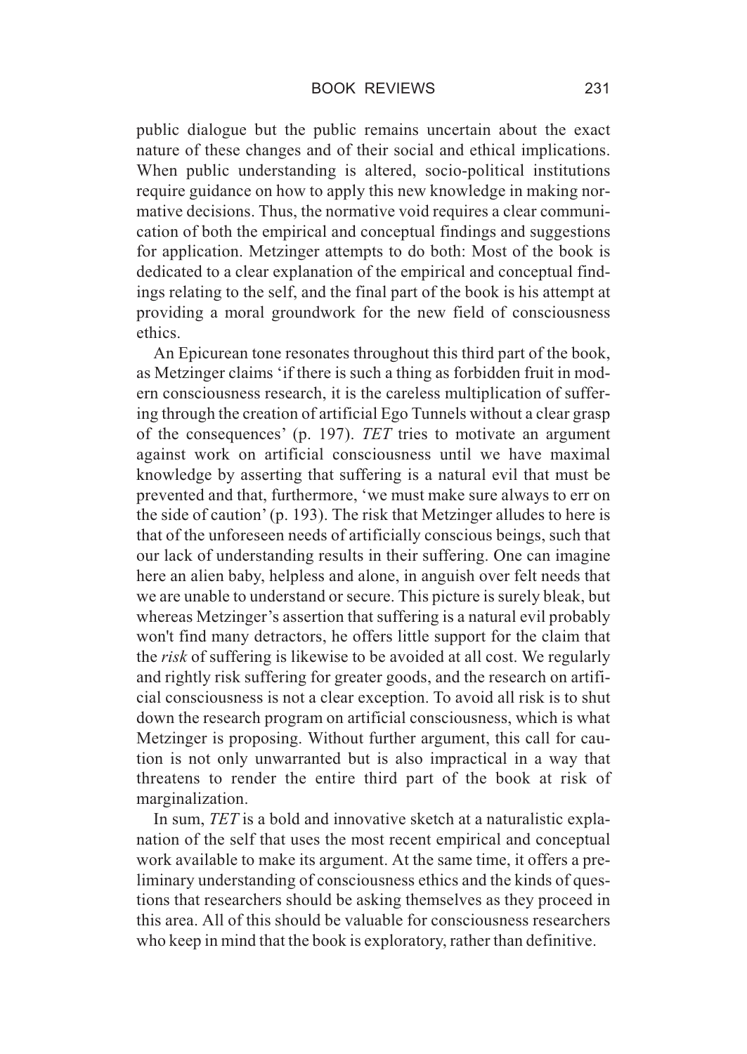public dialogue but the public remains uncertain about the exact nature of these changes and of their social and ethical implications. When public understanding is altered, socio-political institutions require guidance on how to apply this new knowledge in making normative decisions. Thus, the normative void requires a clear communication of both the empirical and conceptual findings and suggestions for application. Metzinger attempts to do both: Most of the book is dedicated to a clear explanation of the empirical and conceptual findings relating to the self, and the final part of the book is his attempt at providing a moral groundwork for the new field of consciousness ethics.

An Epicurean tone resonates throughout this third part of the book, as Metzinger claims 'if there is such a thing as forbidden fruit in modern consciousness research, it is the careless multiplication of suffering through the creation of artificial Ego Tunnels without a clear grasp of the consequences' (p. 197). *TET* tries to motivate an argument against work on artificial consciousness until we have maximal knowledge by asserting that suffering is a natural evil that must be prevented and that, furthermore, 'we must make sure always to err on the side of caution' (p. 193). The risk that Metzinger alludes to here is that of the unforeseen needs of artificially conscious beings, such that our lack of understanding results in their suffering. One can imagine here an alien baby, helpless and alone, in anguish over felt needs that we are unable to understand or secure. This picture is surely bleak, but whereas Metzinger's assertion that suffering is a natural evil probably won't find many detractors, he offers little support for the claim that the *risk* of suffering is likewise to be avoided at all cost. We regularly and rightly risk suffering for greater goods, and the research on artificial consciousness is not a clear exception. To avoid all risk is to shut down the research program on artificial consciousness, which is what Metzinger is proposing. Without further argument, this call for caution is not only unwarranted but is also impractical in a way that threatens to render the entire third part of the book at risk of marginalization.

In sum, *TET* is a bold and innovative sketch at a naturalistic explanation of the self that uses the most recent empirical and conceptual work available to make its argument. At the same time, it offers a preliminary understanding of consciousness ethics and the kinds of questions that researchers should be asking themselves as they proceed in this area. All of this should be valuable for consciousness researchers who keep in mind that the book is exploratory, rather than definitive.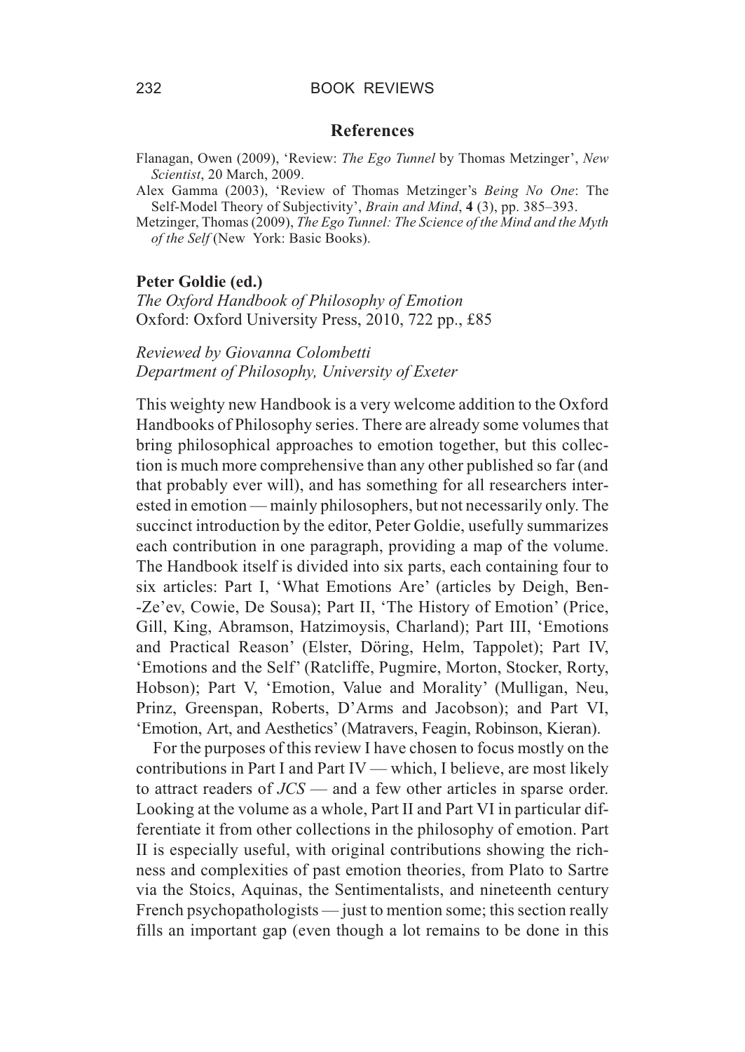## References

Flanagan, Owen (2009), 'Review: *The Ego Tunnel* by Thomas Metzinger', *New Scientist*, 20 March, 2009.

Alex Gamma (2003), 'Review of Thomas Metzinger's *Being No One*: The Self-Model Theory of Subjectivity', *Brain and Mind*, **4** (3), pp. 385–393.

Metzinger, Thomas (2009), *The Ego Tunnel: The Science of the Mind and the Myth of the Self* (New York: Basic Books).

**Peter Goldie (ed.)**
*The Oxford Handbook of Philosophy of Emotion*
Oxford: Oxford University Press, 2010, 722 pp., £85

*Reviewed by Giovanna Colombetti*
*Department of Philosophy, University of Exeter*

This weighty new Handbook is a very welcome addition to the Oxford Handbooks of Philosophy series. There are already some volumes that bring philosophical approaches to emotion together, but this collection is much more comprehensive than any other published so far (and that probably ever will), and has something for all researchers interested in emotion — mainly philosophers, but not necessarily only. The succinct introduction by the editor, Peter Goldie, usefully summarizes each contribution in one paragraph, providing a map of the volume. The Handbook itself is divided into six parts, each containing four to six articles: Part I, 'What Emotions Are' (articles by Deigh, Ben-Ze'ev, Cowie, De Sousa); Part II, 'The History of Emotion' (Price, Gill, King, Abramson, Hatzimoysis, Charland); Part III, 'Emotions and Practical Reason' (Elster, Döring, Helm, Tappolet); Part IV, 'Emotions and the Self' (Ratcliffe, Pugmire, Morton, Stocker, Rorty, Hobson); Part V, 'Emotion, Value and Morality' (Mulligan, Neu, Prinz, Greenspan, Roberts, D'Arms and Jacobson); and Part VI, 'Emotion, Art, and Aesthetics' (Matravers, Feagin, Robinson, Kieran).

For the purposes of this review I have chosen to focus mostly on the contributions in Part I and Part IV — which, I believe, are most likely to attract readers of *JCS* — and a few other articles in sparse order. Looking at the volume as a whole, Part II and Part VI in particular differentiate it from other collections in the philosophy of emotion. Part II is especially useful, with original contributions showing the richness and complexities of past emotion theories, from Plato to Sartre via the Stoics, Aquinas, the Sentimentalists, and nineteenth century French psychopathologists — just to mention some; this section really fills an important gap (even though a lot remains to be done in this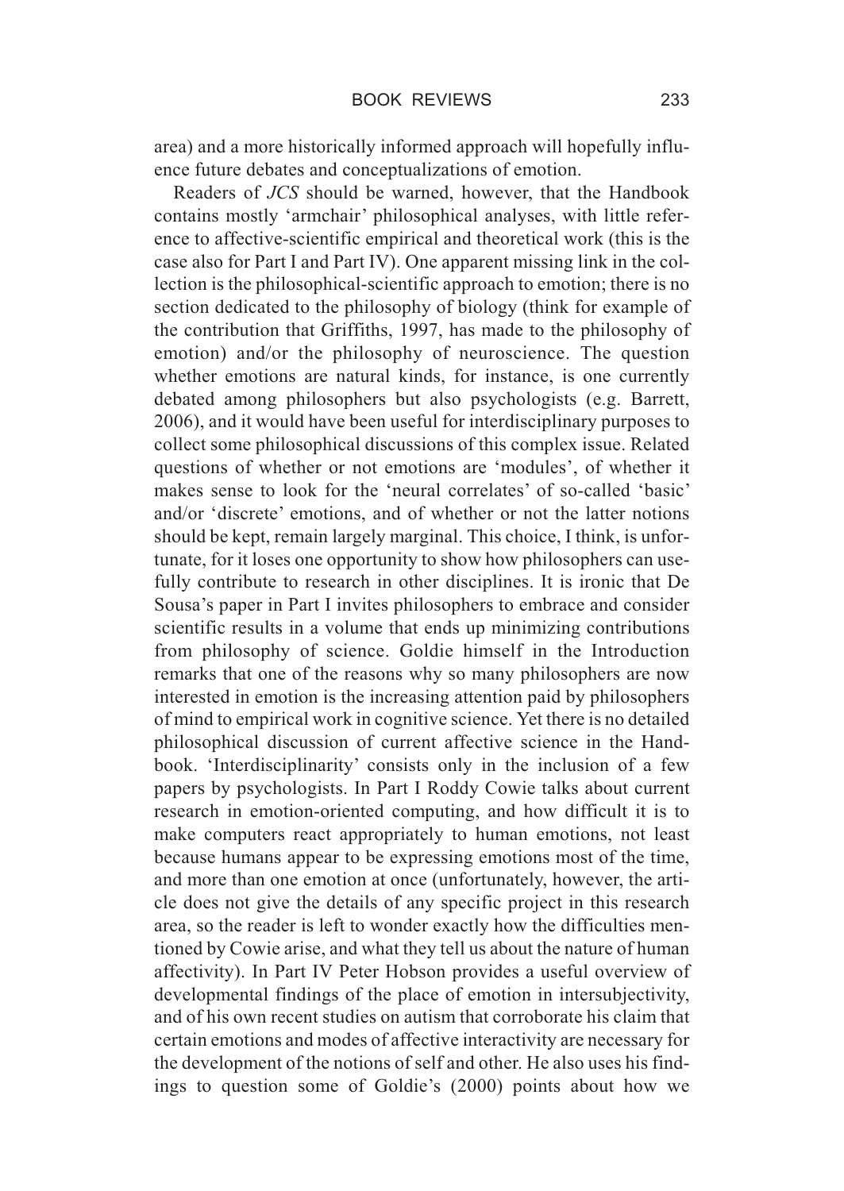area) and a more historically informed approach will hopefully influence future debates and conceptualizations of emotion.

Readers of *JCS* should be warned, however, that the Handbook contains mostly 'armchair' philosophical analyses, with little reference to affective-scientific empirical and theoretical work (this is the case also for Part I and Part IV). One apparent missing link in the collection is the philosophical-scientific approach to emotion; there is no section dedicated to the philosophy of biology (think for example of the contribution that Griffiths, 1997, has made to the philosophy of emotion) and/or the philosophy of neuroscience. The question whether emotions are natural kinds, for instance, is one currently debated among philosophers but also psychologists (e.g. Barrett, 2006), and it would have been useful for interdisciplinary purposes to collect some philosophical discussions of this complex issue. Related questions of whether or not emotions are 'modules', of whether it makes sense to look for the 'neural correlates' of so-called 'basic' and/or 'discrete' emotions, and of whether or not the latter notions should be kept, remain largely marginal. This choice, I think, is unfortunate, for it loses one opportunity to show how philosophers can usefully contribute to research in other disciplines. It is ironic that De Sousa's paper in Part I invites philosophers to embrace and consider scientific results in a volume that ends up minimizing contributions from philosophy of science. Goldie himself in the Introduction remarks that one of the reasons why so many philosophers are now interested in emotion is the increasing attention paid by philosophers of mind to empirical work in cognitive science. Yet there is no detailed philosophical discussion of current affective science in the Handbook. 'Interdisciplinarity' consists only in the inclusion of a few papers by psychologists. In Part I Roddy Cowie talks about current research in emotion-oriented computing, and how difficult it is to make computers react appropriately to human emotions, not least because humans appear to be expressing emotions most of the time, and more than one emotion at once (unfortunately, however, the article does not give the details of any specific project in this research area, so the reader is left to wonder exactly how the difficulties mentioned by Cowie arise, and what they tell us about the nature of human affectivity). In Part IV Peter Hobson provides a useful overview of developmental findings of the place of emotion in intersubjectivity, and of his own recent studies on autism that corroborate his claim that certain emotions and modes of affective interactivity are necessary for the development of the notions of self and other. He also uses his findings to question some of Goldie's (2000) points about how we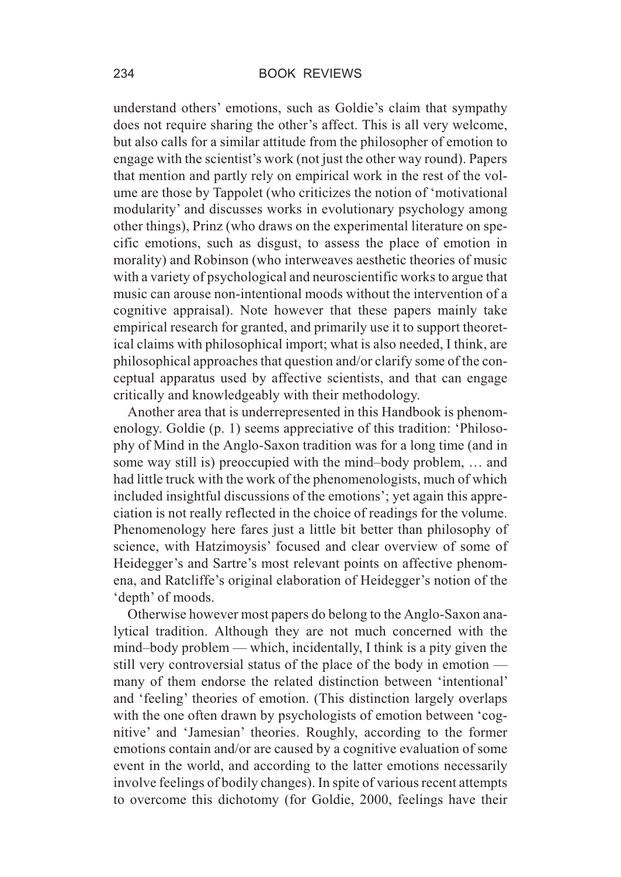understand others' emotions, such as Goldie's claim that sympathy does not require sharing the other's affect. This is all very welcome, but also calls for a similar attitude from the philosopher of emotion to engage with the scientist's work (not just the other way round). Papers that mention and partly rely on empirical work in the rest of the volume are those by Tappolet (who criticizes the notion of 'motivational modularity' and discusses works in evolutionary psychology among other things), Prinz (who draws on the experimental literature on specific emotions, such as disgust, to assess the place of emotion in morality) and Robinson (who interweaves aesthetic theories of music with a variety of psychological and neuroscientific works to argue that music can arouse non-intentional moods without the intervention of a cognitive appraisal). Note however that these papers mainly take empirical research for granted, and primarily use it to support theoretical claims with philosophical import; what is also needed, I think, are philosophical approaches that question and/or clarify some of the conceptual apparatus used by affective scientists, and that can engage critically and knowledgeably with their methodology.

Another area that is underrepresented in this Handbook is phenomenology. Goldie (p. 1) seems appreciative of this tradition: 'Philosophy of Mind in the Anglo-Saxon tradition was for a long time (and in some way still is) preoccupied with the mind–body problem, … and had little truck with the work of the phenomenologists, much of which included insightful discussions of the emotions'; yet again this appreciation is not really reflected in the choice of readings for the volume. Phenomenology here fares just a little bit better than philosophy of science, with Hatzimoysis' focused and clear overview of some of Heidegger's and Sartre's most relevant points on affective phenomena, and Ratcliffe's original elaboration of Heidegger's notion of the 'depth' of moods.

Otherwise however most papers do belong to the Anglo-Saxon analytical tradition. Although they are not much concerned with the mind–body problem — which, incidentally, I think is a pity given the still very controversial status of the place of the body in emotion — many of them endorse the related distinction between 'intentional' and 'feeling' theories of emotion. (This distinction largely overlaps with the one often drawn by psychologists of emotion between 'cognitive' and 'Jamesian' theories. Roughly, according to the former emotions contain and/or are caused by a cognitive evaluation of some event in the world, and according to the latter emotions necessarily involve feelings of bodily changes). In spite of various recent attempts to overcome this dichotomy (for Goldie, 2000, feelings have their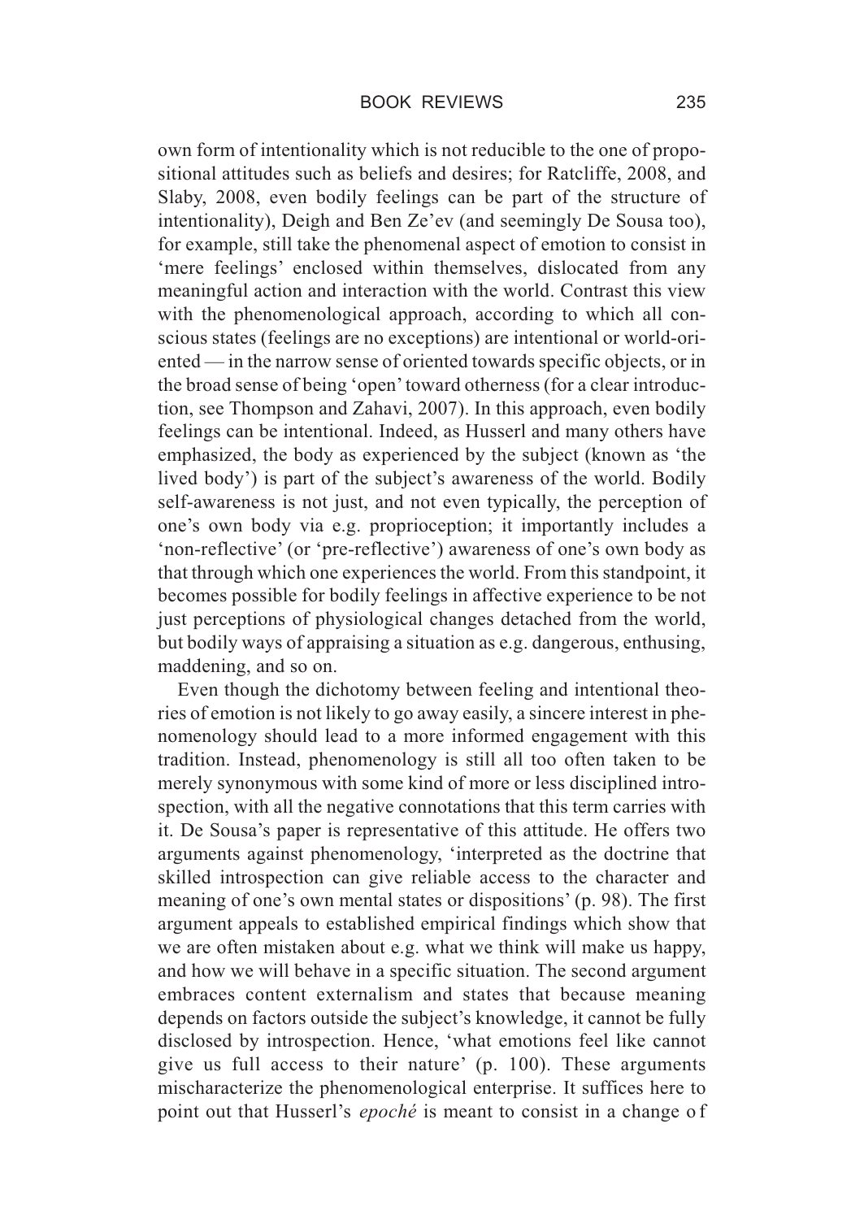own form of intentionality which is not reducible to the one of propositional attitudes such as beliefs and desires; for Ratcliffe, 2008, and Slaby, 2008, even bodily feelings can be part of the structure of intentionality), Deigh and Ben Ze'ev (and seemingly De Sousa too), for example, still take the phenomenal aspect of emotion to consist in 'mere feelings' enclosed within themselves, dislocated from any meaningful action and interaction with the world. Contrast this view with the phenomenological approach, according to which all conscious states (feelings are no exceptions) are intentional or world-oriented — in the narrow sense of oriented towards specific objects, or in the broad sense of being 'open' toward otherness (for a clear introduction, see Thompson and Zahavi, 2007). In this approach, even bodily feelings can be intentional. Indeed, as Husserl and many others have emphasized, the body as experienced by the subject (known as 'the lived body') is part of the subject's awareness of the world. Bodily self-awareness is not just, and not even typically, the perception of one's own body via e.g. proprioception; it importantly includes a 'non-reflective' (or 'pre-reflective') awareness of one's own body as that through which one experiences the world. From this standpoint, it becomes possible for bodily feelings in affective experience to be not just perceptions of physiological changes detached from the world, but bodily ways of appraising a situation as e.g. dangerous, enthusing, maddening, and so on.

Even though the dichotomy between feeling and intentional theories of emotion is not likely to go away easily, a sincere interest in phenomenology should lead to a more informed engagement with this tradition. Instead, phenomenology is still all too often taken to be merely synonymous with some kind of more or less disciplined introspection, with all the negative connotations that this term carries with it. De Sousa's paper is representative of this attitude. He offers two arguments against phenomenology, 'interpreted as the doctrine that skilled introspection can give reliable access to the character and meaning of one's own mental states or dispositions' (p. 98). The first argument appeals to established empirical findings which show that we are often mistaken about e.g. what we think will make us happy, and how we will behave in a specific situation. The second argument embraces content externalism and states that because meaning depends on factors outside the subject's knowledge, it cannot be fully disclosed by introspection. Hence, 'what emotions feel like cannot give us full access to their nature' (p. 100). These arguments mischaracterize the phenomenological enterprise. It suffices here to point out that Husserl's *epoché* is meant to consist in a change of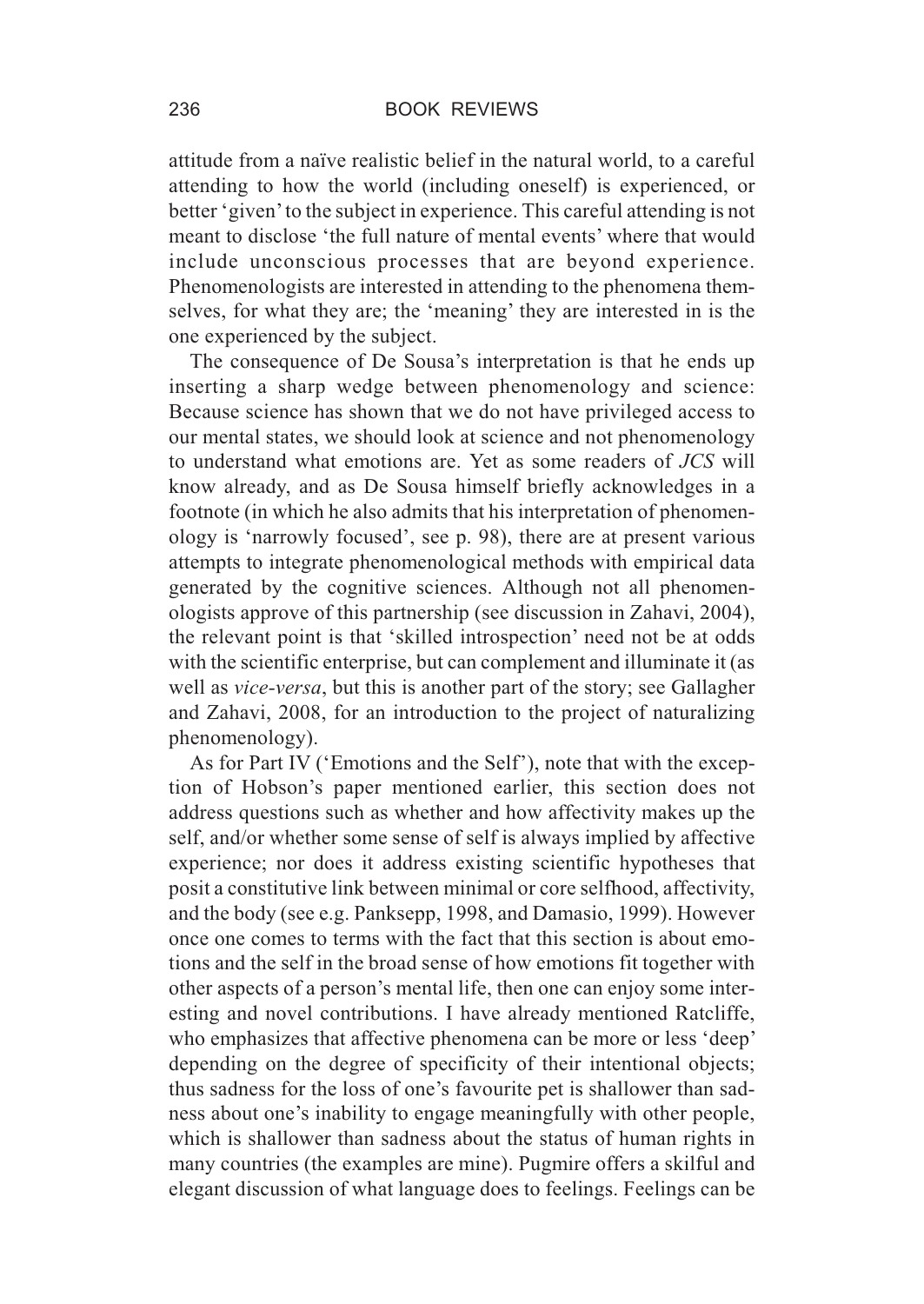attitude from a naïve realistic belief in the natural world, to a careful attending to how the world (including oneself) is experienced, or better 'given' to the subject in experience. This careful attending is not meant to disclose 'the full nature of mental events' where that would include unconscious processes that are beyond experience. Phenomenologists are interested in attending to the phenomena themselves, for what they are; the 'meaning' they are interested in is the one experienced by the subject.

The consequence of De Sousa's interpretation is that he ends up inserting a sharp wedge between phenomenology and science: Because science has shown that we do not have privileged access to our mental states, we should look at science and not phenomenology to understand what emotions are. Yet as some readers of *JCS* will know already, and as De Sousa himself briefly acknowledges in a footnote (in which he also admits that his interpretation of phenomenology is 'narrowly focused', see p. 98), there are at present various attempts to integrate phenomenological methods with empirical data generated by the cognitive sciences. Although not all phenomenologists approve of this partnership (see discussion in Zahavi, 2004), the relevant point is that 'skilled introspection' need not be at odds with the scientific enterprise, but can complement and illuminate it (as well as *vice-versa*, but this is another part of the story; see Gallagher and Zahavi, 2008, for an introduction to the project of naturalizing phenomenology).

As for Part IV ('Emotions and the Self'), note that with the exception of Hobson's paper mentioned earlier, this section does not address questions such as whether and how affectivity makes up the self, and/or whether some sense of self is always implied by affective experience; nor does it address existing scientific hypotheses that posit a constitutive link between minimal or core selfhood, affectivity, and the body (see e.g. Panksepp, 1998, and Damasio, 1999). However once one comes to terms with the fact that this section is about emotions and the self in the broad sense of how emotions fit together with other aspects of a person's mental life, then one can enjoy some interesting and novel contributions. I have already mentioned Ratcliffe, who emphasizes that affective phenomena can be more or less 'deep' depending on the degree of specificity of their intentional objects; thus sadness for the loss of one's favourite pet is shallower than sadness about one's inability to engage meaningfully with other people, which is shallower than sadness about the status of human rights in many countries (the examples are mine). Pugmire offers a skilful and elegant discussion of what language does to feelings. Feelings can be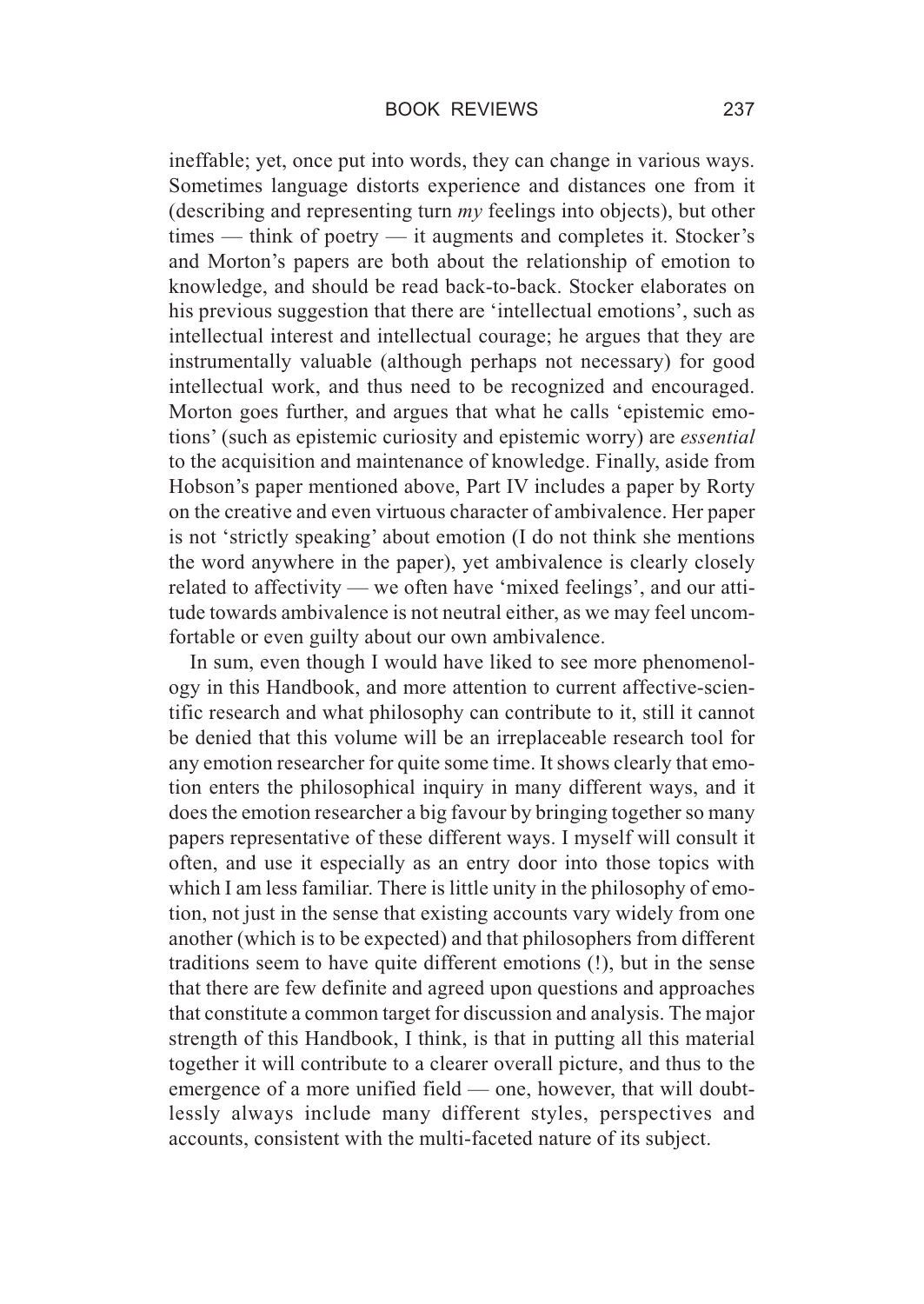ineffable; yet, once put into words, they can change in various ways. Sometimes language distorts experience and distances one from it (describing and representing turn *my* feelings into objects), but other times — think of poetry — it augments and completes it. Stocker's and Morton's papers are both about the relationship of emotion to knowledge, and should be read back-to-back. Stocker elaborates on his previous suggestion that there are 'intellectual emotions', such as intellectual interest and intellectual courage; he argues that they are instrumentally valuable (although perhaps not necessary) for good intellectual work, and thus need to be recognized and encouraged. Morton goes further, and argues that what he calls 'epistemic emotions' (such as epistemic curiosity and epistemic worry) are *essential* to the acquisition and maintenance of knowledge. Finally, aside from Hobson's paper mentioned above, Part IV includes a paper by Rorty on the creative and even virtuous character of ambivalence. Her paper is not 'strictly speaking' about emotion (I do not think she mentions the word anywhere in the paper), yet ambivalence is clearly closely related to affectivity — we often have 'mixed feelings', and our attitude towards ambivalence is not neutral either, as we may feel uncomfortable or even guilty about our own ambivalence.

In sum, even though I would have liked to see more phenomenology in this Handbook, and more attention to current affective-scientific research and what philosophy can contribute to it, still it cannot be denied that this volume will be an irreplaceable research tool for any emotion researcher for quite some time. It shows clearly that emotion enters the philosophical inquiry in many different ways, and it does the emotion researcher a big favour by bringing together so many papers representative of these different ways. I myself will consult it often, and use it especially as an entry door into those topics with which I am less familiar. There is little unity in the philosophy of emotion, not just in the sense that existing accounts vary widely from one another (which is to be expected) and that philosophers from different traditions seem to have quite different emotions (!), but in the sense that there are few definite and agreed upon questions and approaches that constitute a common target for discussion and analysis. The major strength of this Handbook, I think, is that in putting all this material together it will contribute to a clearer overall picture, and thus to the emergence of a more unified field — one, however, that will doubtlessly always include many different styles, perspectives and accounts, consistent with the multi-faceted nature of its subject.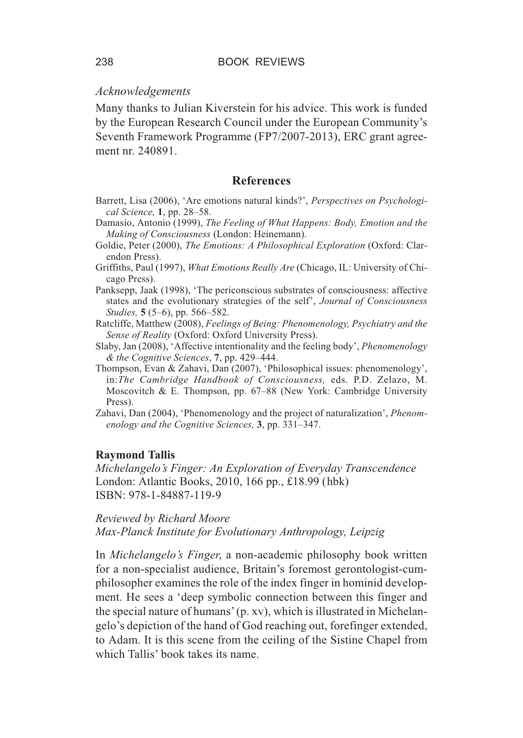*Acknowledgements*

Many thanks to Julian Kiverstein for his advice. This work is funded by the European Research Council under the European Community's Seventh Framework Programme (FP7/2007-2013), ERC grant agreement nr. 240891.

## References

Barrett, Lisa (2006), 'Are emotions natural kinds?', *Perspectives on Psychological Science,* **1**, pp. 28–58.

Damasio, Antonio (1999), *The Feeling of What Happens: Body, Emotion and the Making of Consciousness* (London: Heinemann).

Goldie, Peter (2000), *The Emotions: A Philosophical Exploration* (Oxford: Clarendon Press).

Griffiths, Paul (1997), *What Emotions Really Are* (Chicago, IL: University of Chicago Press).

Panksepp, Jaak (1998), 'The periconscious substrates of consciousness: affective states and the evolutionary strategies of the self', *Journal of Consciousness Studies,* **5** (5–6), pp. 566–582.

Ratcliffe, Matthew (2008), *Feelings of Being: Phenomenology, Psychiatry and the Sense of Reality* (Oxford: Oxford University Press).

Slaby, Jan (2008), 'Affective intentionality and the feeling body', *Phenomenology & the Cognitive Sciences*, **7**, pp. 429–444.

Thompson, Evan & Zahavi, Dan (2007), 'Philosophical issues: phenomenology', in: *The Cambridge Handbook of Consciousness,* eds. P.D. Zelazo, M. Moscovitch & E. Thompson, pp. 67–88 (New York: Cambridge University Press).

Zahavi, Dan (2004), 'Phenomenology and the project of naturalization', *Phenomenology and the Cognitive Sciences,* **3**, pp. 331–347.

**Raymond Tallis**
*Michelangelo's Finger: An Exploration of Everyday Transcendence*
London: Atlantic Books, 2010, 166 pp., £18.99 (hbk)
ISBN: 978-1-84887-119-9

*Reviewed by Richard Moore*
*Max-Planck Institute for Evolutionary Anthropology, Leipzig*

In *Michelangelo's Finger*, a non-academic philosophy book written for a non-specialist audience, Britain's foremost gerontologist-cum-philosopher examines the role of the index finger in hominid development. He sees a 'deep symbolic connection between this finger and the special nature of humans' (p. xv), which is illustrated in Michelangelo's depiction of the hand of God reaching out, forefinger extended, to Adam. It is this scene from the ceiling of the Sistine Chapel from which Tallis' book takes its name.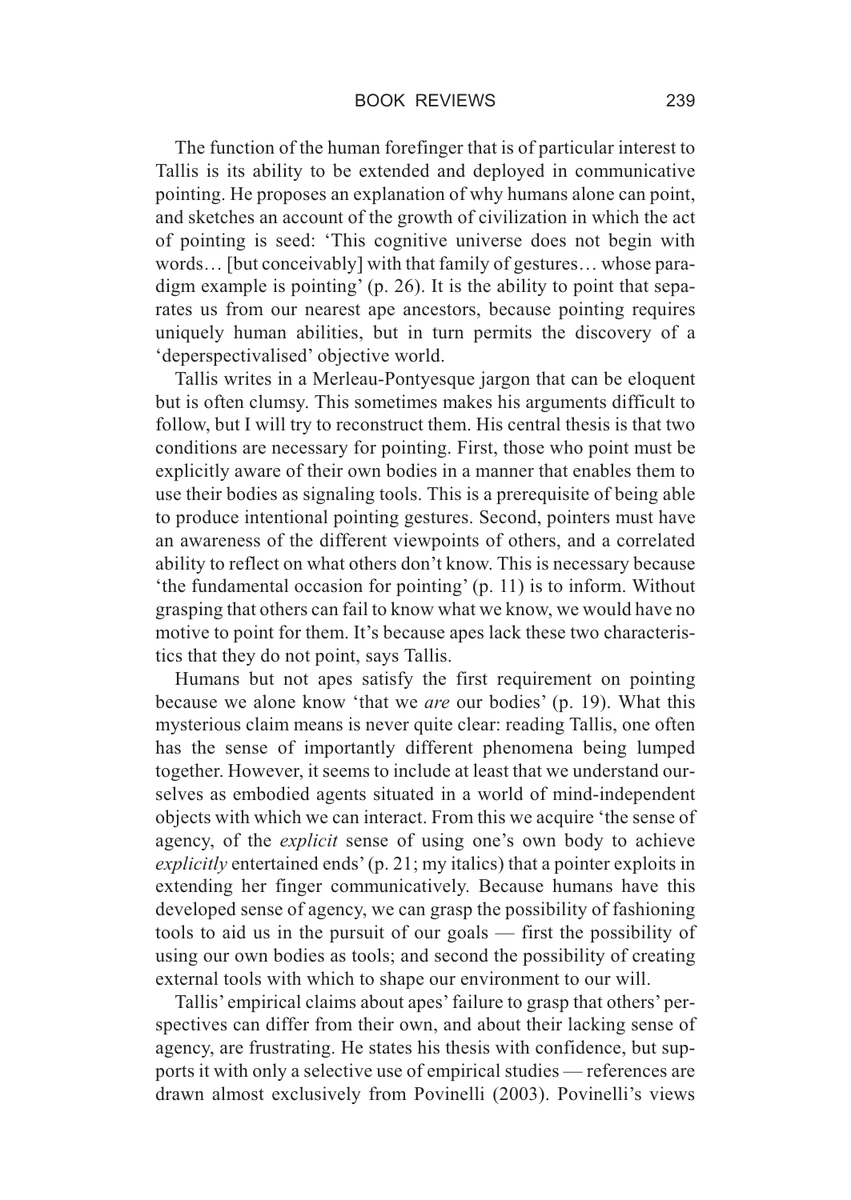The function of the human forefinger that is of particular interest to Tallis is its ability to be extended and deployed in communicative pointing. He proposes an explanation of why humans alone can point, and sketches an account of the growth of civilization in which the act of pointing is seed: 'This cognitive universe does not begin with words… [but conceivably] with that family of gestures… whose paradigm example is pointing' (p. 26). It is the ability to point that separates us from our nearest ape ancestors, because pointing requires uniquely human abilities, but in turn permits the discovery of a 'deperspectivalised' objective world.

Tallis writes in a Merleau-Pontyesque jargon that can be eloquent but is often clumsy. This sometimes makes his arguments difficult to follow, but I will try to reconstruct them. His central thesis is that two conditions are necessary for pointing. First, those who point must be explicitly aware of their own bodies in a manner that enables them to use their bodies as signaling tools. This is a prerequisite of being able to produce intentional pointing gestures. Second, pointers must have an awareness of the different viewpoints of others, and a correlated ability to reflect on what others don't know. This is necessary because 'the fundamental occasion for pointing' (p. 11) is to inform. Without grasping that others can fail to know what we know, we would have no motive to point for them. It's because apes lack these two characteristics that they do not point, says Tallis.

Humans but not apes satisfy the first requirement on pointing because we alone know 'that we *are* our bodies' (p. 19). What this mysterious claim means is never quite clear: reading Tallis, one often has the sense of importantly different phenomena being lumped together. However, it seems to include at least that we understand ourselves as embodied agents situated in a world of mind-independent objects with which we can interact. From this we acquire 'the sense of agency, of the *explicit* sense of using one's own body to achieve *explicitly* entertained ends' (p. 21; my italics) that a pointer exploits in extending her finger communicatively. Because humans have this developed sense of agency, we can grasp the possibility of fashioning tools to aid us in the pursuit of our goals — first the possibility of using our own bodies as tools; and second the possibility of creating external tools with which to shape our environment to our will.

Tallis' empirical claims about apes' failure to grasp that others' perspectives can differ from their own, and about their lacking sense of agency, are frustrating. He states his thesis with confidence, but supports it with only a selective use of empirical studies — references are drawn almost exclusively from Povinelli (2003). Povinelli's views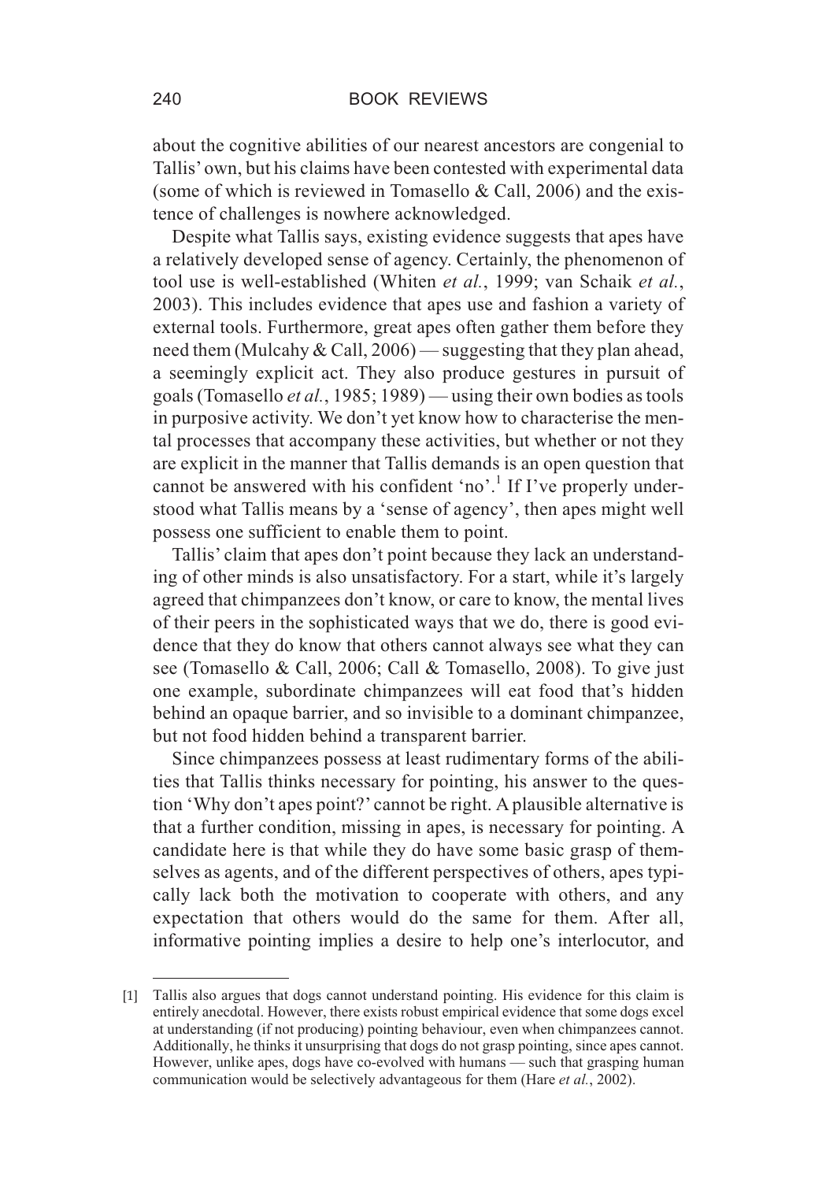about the cognitive abilities of our nearest ancestors are congenial to Tallis' own, but his claims have been contested with experimental data (some of which is reviewed in Tomasello & Call, 2006) and the existence of challenges is nowhere acknowledged.

Despite what Tallis says, existing evidence suggests that apes have a relatively developed sense of agency. Certainly, the phenomenon of tool use is well-established (Whiten *et al.*, 1999; van Schaik *et al.*, 2003). This includes evidence that apes use and fashion a variety of external tools. Furthermore, great apes often gather them before they need them (Mulcahy & Call, 2006) — suggesting that they plan ahead, a seemingly explicit act. They also produce gestures in pursuit of goals (Tomasello *et al.*, 1985; 1989) — using their own bodies as tools in purposive activity. We don't yet know how to characterise the mental processes that accompany these activities, but whether or not they are explicit in the manner that Tallis demands is an open question that cannot be answered with his confident 'no'.[1] If I've properly understood what Tallis means by a 'sense of agency', then apes might well possess one sufficient to enable them to point.

Tallis' claim that apes don't point because they lack an understanding of other minds is also unsatisfactory. For a start, while it's largely agreed that chimpanzees don't know, or care to know, the mental lives of their peers in the sophisticated ways that we do, there is good evidence that they do know that others cannot always see what they can see (Tomasello & Call, 2006; Call & Tomasello, 2008). To give just one example, subordinate chimpanzees will eat food that's hidden behind an opaque barrier, and so invisible to a dominant chimpanzee, but not food hidden behind a transparent barrier.

Since chimpanzees possess at least rudimentary forms of the abilities that Tallis thinks necessary for pointing, his answer to the question 'Why don't apes point?' cannot be right. A plausible alternative is that a further condition, missing in apes, is necessary for pointing. A candidate here is that while they do have some basic grasp of themselves as agents, and of the different perspectives of others, apes typically lack both the motivation to cooperate with others, and any expectation that others would do the same for them. After all, informative pointing implies a desire to help one's interlocutor, and

[1] Tallis also argues that dogs cannot understand pointing. His evidence for this claim is entirely anecdotal. However, there exists robust empirical evidence that some dogs excel at understanding (if not producing) pointing behaviour, even when chimpanzees cannot. Additionally, he thinks it unsurprising that dogs do not grasp pointing, since apes cannot. However, unlike apes, dogs have co-evolved with humans — such that grasping human communication would be selectively advantageous for them (Hare *et al.*, 2002).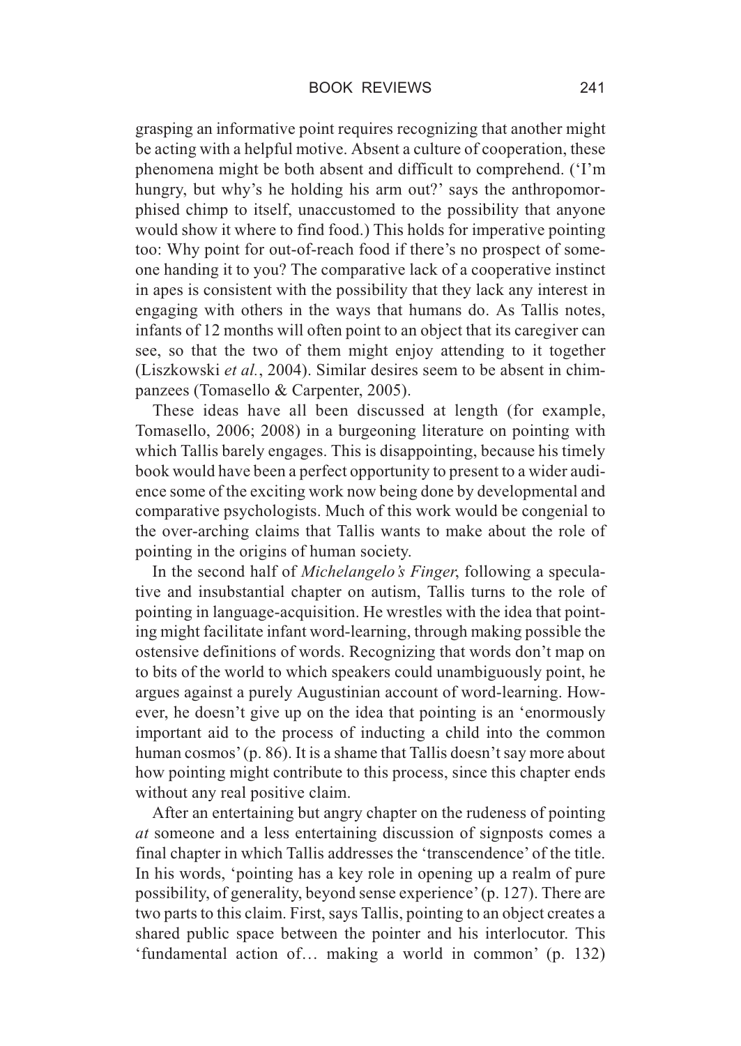grasping an informative point requires recognizing that another might be acting with a helpful motive. Absent a culture of cooperation, these phenomena might be both absent and difficult to comprehend. ('I'm hungry, but why's he holding his arm out?' says the anthropomorphised chimp to itself, unaccustomed to the possibility that anyone would show it where to find food.) This holds for imperative pointing too: Why point for out-of-reach food if there's no prospect of someone handing it to you? The comparative lack of a cooperative instinct in apes is consistent with the possibility that they lack any interest in engaging with others in the ways that humans do. As Tallis notes, infants of 12 months will often point to an object that its caregiver can see, so that the two of them might enjoy attending to it together (Liszkowski *et al.*, 2004). Similar desires seem to be absent in chimpanzees (Tomasello & Carpenter, 2005).

These ideas have all been discussed at length (for example, Tomasello, 2006; 2008) in a burgeoning literature on pointing with which Tallis barely engages. This is disappointing, because his timely book would have been a perfect opportunity to present to a wider audience some of the exciting work now being done by developmental and comparative psychologists. Much of this work would be congenial to the over-arching claims that Tallis wants to make about the role of pointing in the origins of human society.

In the second half of *Michelangelo's Finger*, following a speculative and insubstantial chapter on autism, Tallis turns to the role of pointing in language-acquisition. He wrestles with the idea that pointing might facilitate infant word-learning, through making possible the ostensive definitions of words. Recognizing that words don't map on to bits of the world to which speakers could unambiguously point, he argues against a purely Augustinian account of word-learning. However, he doesn't give up on the idea that pointing is an 'enormously important aid to the process of inducting a child into the common human cosmos' (p. 86). It is a shame that Tallis doesn't say more about how pointing might contribute to this process, since this chapter ends without any real positive claim.

After an entertaining but angry chapter on the rudeness of pointing *at* someone and a less entertaining discussion of signposts comes a final chapter in which Tallis addresses the 'transcendence' of the title. In his words, 'pointing has a key role in opening up a realm of pure possibility, of generality, beyond sense experience' (p. 127). There are two parts to this claim. First, says Tallis, pointing to an object creates a shared public space between the pointer and his interlocutor. This 'fundamental action of… making a world in common' (p. 132)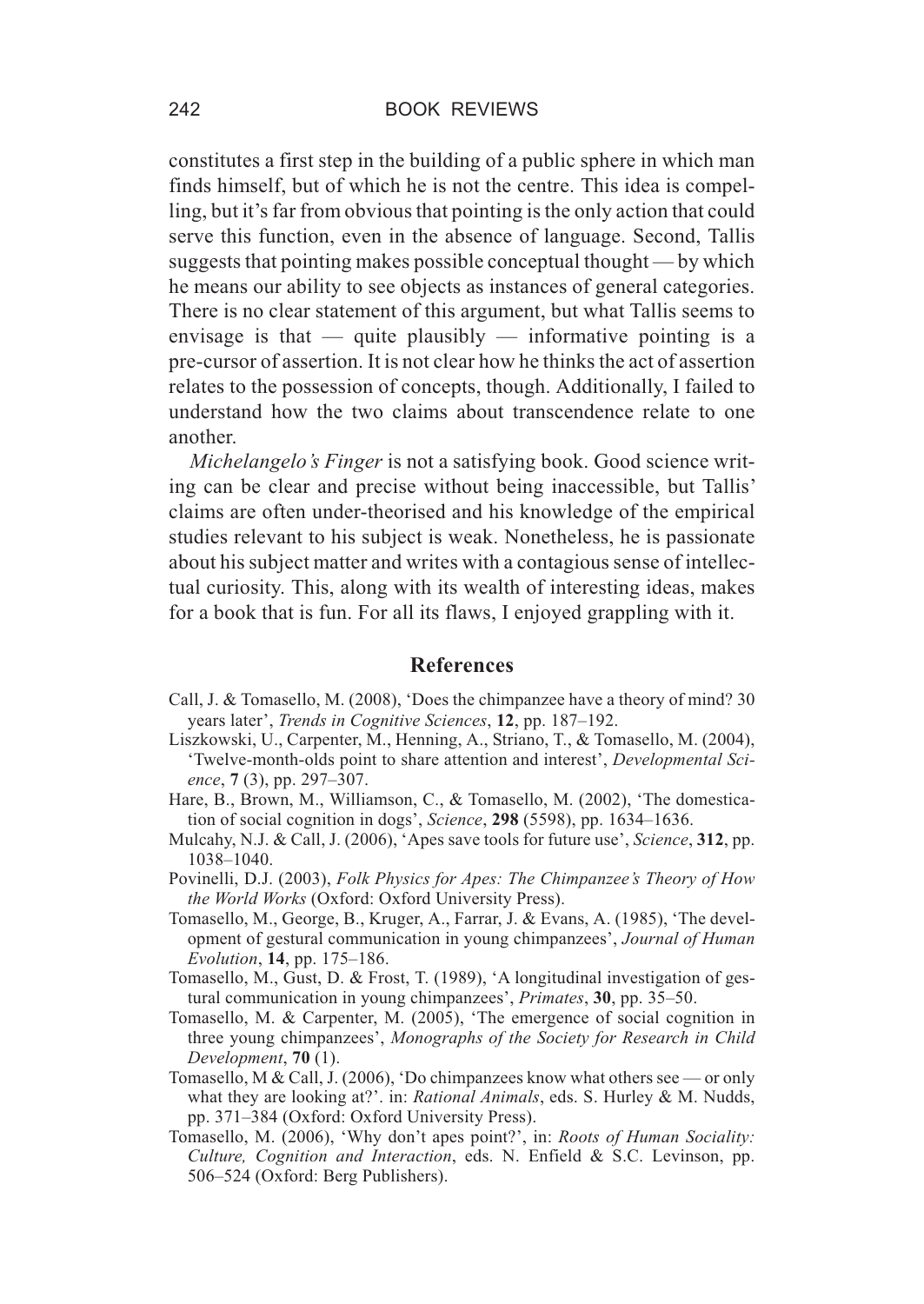constitutes a first step in the building of a public sphere in which man finds himself, but of which he is not the centre. This idea is compelling, but it's far from obvious that pointing is the only action that could serve this function, even in the absence of language. Second, Tallis suggests that pointing makes possible conceptual thought — by which he means our ability to see objects as instances of general categories. There is no clear statement of this argument, but what Tallis seems to envisage is that — quite plausibly — informative pointing is a pre-cursor of assertion. It is not clear how he thinks the act of assertion relates to the possession of concepts, though. Additionally, I failed to understand how the two claims about transcendence relate to one another.

*Michelangelo's Finger* is not a satisfying book. Good science writing can be clear and precise without being inaccessible, but Tallis' claims are often under-theorised and his knowledge of the empirical studies relevant to his subject is weak. Nonetheless, he is passionate about his subject matter and writes with a contagious sense of intellectual curiosity. This, along with its wealth of interesting ideas, makes for a book that is fun. For all its flaws, I enjoyed grappling with it.

## References

Call, J. & Tomasello, M. (2008), 'Does the chimpanzee have a theory of mind? 30 years later', *Trends in Cognitive Sciences*, **12**, pp. 187–192.

Liszkowski, U., Carpenter, M., Henning, A., Striano, T., & Tomasello, M. (2004), 'Twelve-month-olds point to share attention and interest', *Developmental Science*, **7** (3), pp. 297–307.

Hare, B., Brown, M., Williamson, C., & Tomasello, M. (2002), 'The domestication of social cognition in dogs', *Science*, **298** (5598), pp. 1634–1636.

Mulcahy, N.J. & Call, J. (2006), 'Apes save tools for future use', *Science*, **312**, pp. 1038–1040.

Povinelli, D.J. (2003), *Folk Physics for Apes: The Chimpanzee's Theory of How the World Works* (Oxford: Oxford University Press).

Tomasello, M., George, B., Kruger, A., Farrar, J. & Evans, A. (1985), 'The development of gestural communication in young chimpanzees', *Journal of Human Evolution*, **14**, pp. 175–186.

Tomasello, M., Gust, D. & Frost, T. (1989), 'A longitudinal investigation of gestural communication in young chimpanzees', *Primates*, **30**, pp. 35–50.

Tomasello, M. & Carpenter, M. (2005), 'The emergence of social cognition in three young chimpanzees', *Monographs of the Society for Research in Child Development*, **70** (1).

Tomasello, M & Call, J. (2006), 'Do chimpanzees know what others see — or only what they are looking at?'. in: *Rational Animals*, eds. S. Hurley & M. Nudds, pp. 371–384 (Oxford: Oxford University Press).

Tomasello, M. (2006), 'Why don't apes point?', in: *Roots of Human Sociality: Culture, Cognition and Interaction*, eds. N. Enfield & S.C. Levinson, pp. 506–524 (Oxford: Berg Publishers).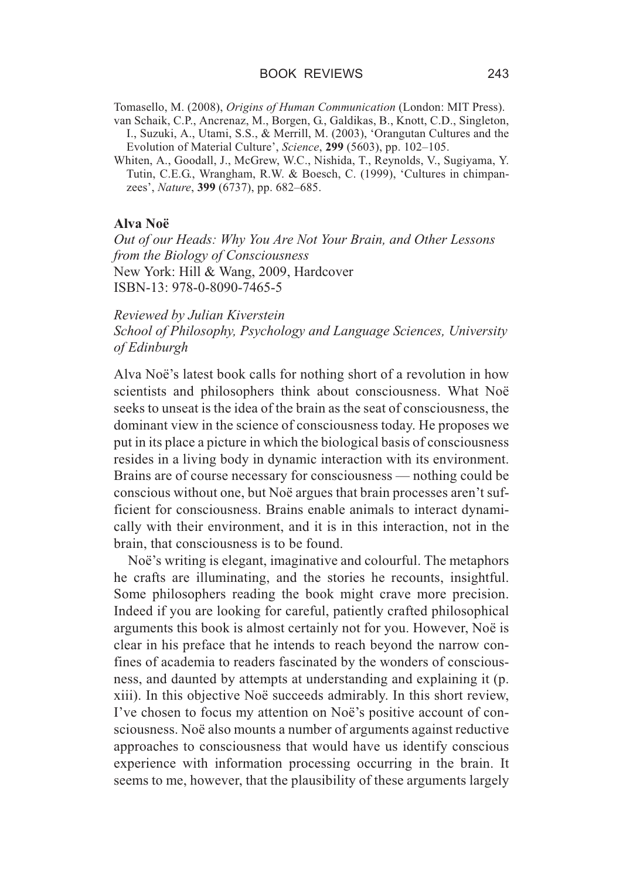Tomasello, M. (2008), *Origins of Human Communication* (London: MIT Press).

van Schaik, C.P., Ancrenaz, M., Borgen, G., Galdikas, B., Knott, C.D., Singleton, I., Suzuki, A., Utami, S.S., & Merrill, M. (2003), 'Orangutan Cultures and the Evolution of Material Culture', *Science*, **299** (5603), pp. 102–105.

Whiten, A., Goodall, J., McGrew, W.C., Nishida, T., Reynolds, V., Sugiyama, Y. Tutin, C.E.G., Wrangham, R.W. & Boesch, C. (1999), 'Cultures in chimpanzees', *Nature*, **399** (6737), pp. 682–685.

**Alva Noë**

*Out of our Heads: Why You Are Not Your Brain, and Other Lessons from the Biology of Consciousness*

New York: Hill & Wang, 2009, Hardcover

ISBN-13: 978-0-8090-7465-5

*Reviewed by Julian Kiverstein*

*School of Philosophy, Psychology and Language Sciences, University of Edinburgh*

Alva Noë's latest book calls for nothing short of a revolution in how scientists and philosophers think about consciousness. What Noë seeks to unseat is the idea of the brain as the seat of consciousness, the dominant view in the science of consciousness today. He proposes we put in its place a picture in which the biological basis of consciousness resides in a living body in dynamic interaction with its environment. Brains are of course necessary for consciousness — nothing could be conscious without one, but Noë argues that brain processes aren't sufficient for consciousness. Brains enable animals to interact dynamically with their environment, and it is in this interaction, not in the brain, that consciousness is to be found.

Noë's writing is elegant, imaginative and colourful. The metaphors he crafts are illuminating, and the stories he recounts, insightful. Some philosophers reading the book might crave more precision. Indeed if you are looking for careful, patiently crafted philosophical arguments this book is almost certainly not for you. However, Noë is clear in his preface that he intends to reach beyond the narrow confines of academia to readers fascinated by the wonders of consciousness, and daunted by attempts at understanding and explaining it (p. xiii). In this objective Noë succeeds admirably. In this short review, I've chosen to focus my attention on Noë's positive account of consciousness. Noë also mounts a number of arguments against reductive approaches to consciousness that would have us identify conscious experience with information processing occurring in the brain. It seems to me, however, that the plausibility of these arguments largely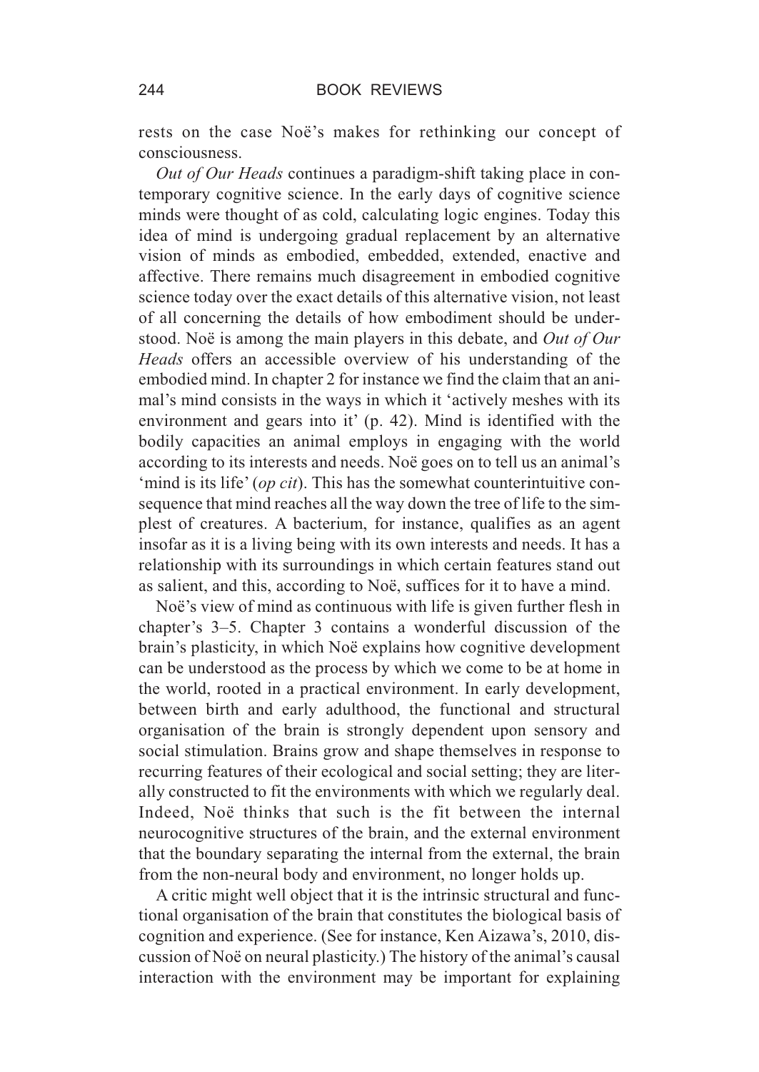rests on the case Noë's makes for rethinking our concept of consciousness.

*Out of Our Heads* continues a paradigm-shift taking place in contemporary cognitive science. In the early days of cognitive science minds were thought of as cold, calculating logic engines. Today this idea of mind is undergoing gradual replacement by an alternative vision of minds as embodied, embedded, extended, enactive and affective. There remains much disagreement in embodied cognitive science today over the exact details of this alternative vision, not least of all concerning the details of how embodiment should be understood. Noë is among the main players in this debate, and *Out of Our Heads* offers an accessible overview of his understanding of the embodied mind. In chapter 2 for instance we find the claim that an animal's mind consists in the ways in which it 'actively meshes with its environment and gears into it' (p. 42). Mind is identified with the bodily capacities an animal employs in engaging with the world according to its interests and needs. Noë goes on to tell us an animal's 'mind is its life' (*op cit*). This has the somewhat counterintuitive consequence that mind reaches all the way down the tree of life to the simplest of creatures. A bacterium, for instance, qualifies as an agent insofar as it is a living being with its own interests and needs. It has a relationship with its surroundings in which certain features stand out as salient, and this, according to Noë, suffices for it to have a mind.

Noë's view of mind as continuous with life is given further flesh in chapter's 3–5. Chapter 3 contains a wonderful discussion of the brain's plasticity, in which Noë explains how cognitive development can be understood as the process by which we come to be at home in the world, rooted in a practical environment. In early development, between birth and early adulthood, the functional and structural organisation of the brain is strongly dependent upon sensory and social stimulation. Brains grow and shape themselves in response to recurring features of their ecological and social setting; they are literally constructed to fit the environments with which we regularly deal. Indeed, Noë thinks that such is the fit between the internal neurocognitive structures of the brain, and the external environment that the boundary separating the internal from the external, the brain from the non-neural body and environment, no longer holds up.

A critic might well object that it is the intrinsic structural and functional organisation of the brain that constitutes the biological basis of cognition and experience. (See for instance, Ken Aizawa's, 2010, discussion of Noë on neural plasticity.) The history of the animal's causal interaction with the environment may be important for explaining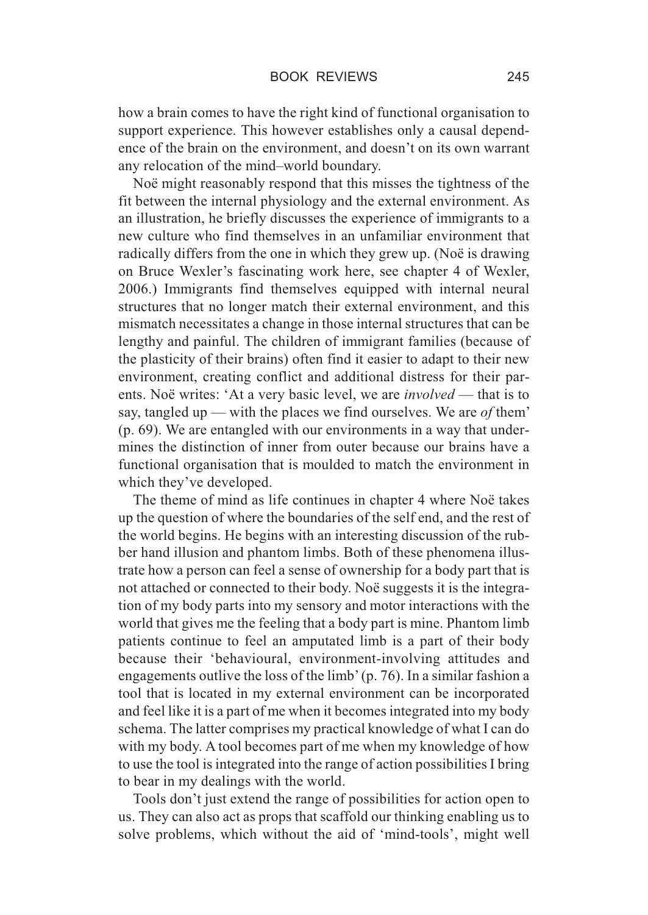how a brain comes to have the right kind of functional organisation to support experience. This however establishes only a causal dependence of the brain on the environment, and doesn't on its own warrant any relocation of the mind–world boundary.

Noë might reasonably respond that this misses the tightness of the fit between the internal physiology and the external environment. As an illustration, he briefly discusses the experience of immigrants to a new culture who find themselves in an unfamiliar environment that radically differs from the one in which they grew up. (Noë is drawing on Bruce Wexler's fascinating work here, see chapter 4 of Wexler, 2006.) Immigrants find themselves equipped with internal neural structures that no longer match their external environment, and this mismatch necessitates a change in those internal structures that can be lengthy and painful. The children of immigrant families (because of the plasticity of their brains) often find it easier to adapt to their new environment, creating conflict and additional distress for their parents. Noë writes: 'At a very basic level, we are *involved* — that is to say, tangled up — with the places we find ourselves. We are *of* them' (p. 69). We are entangled with our environments in a way that undermines the distinction of inner from outer because our brains have a functional organisation that is moulded to match the environment in which they've developed.

The theme of mind as life continues in chapter 4 where Noë takes up the question of where the boundaries of the self end, and the rest of the world begins. He begins with an interesting discussion of the rubber hand illusion and phantom limbs. Both of these phenomena illustrate how a person can feel a sense of ownership for a body part that is not attached or connected to their body. Noë suggests it is the integration of my body parts into my sensory and motor interactions with the world that gives me the feeling that a body part is mine. Phantom limb patients continue to feel an amputated limb is a part of their body because their 'behavioural, environment-involving attitudes and engagements outlive the loss of the limb' (p. 76). In a similar fashion a tool that is located in my external environment can be incorporated and feel like it is a part of me when it becomes integrated into my body schema. The latter comprises my practical knowledge of what I can do with my body. A tool becomes part of me when my knowledge of how to use the tool is integrated into the range of action possibilities I bring to bear in my dealings with the world.

Tools don't just extend the range of possibilities for action open to us. They can also act as props that scaffold our thinking enabling us to solve problems, which without the aid of 'mind-tools', might well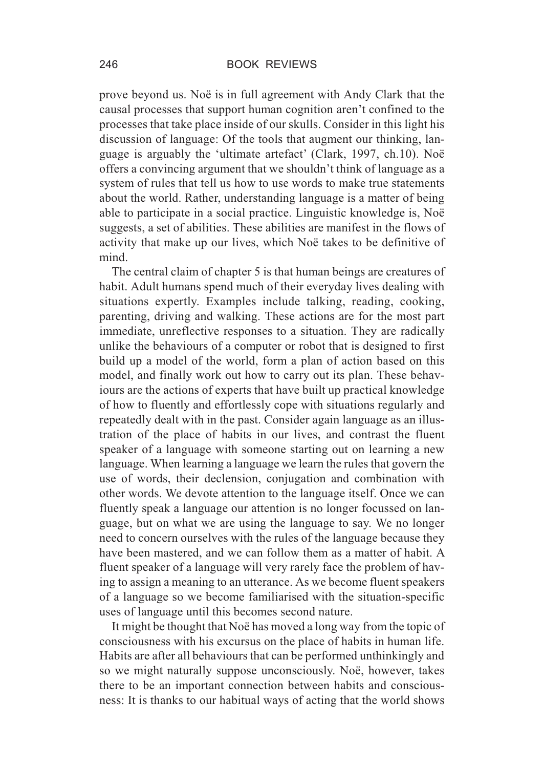prove beyond us. Noë is in full agreement with Andy Clark that the causal processes that support human cognition aren't confined to the processes that take place inside of our skulls. Consider in this light his discussion of language: Of the tools that augment our thinking, language is arguably the 'ultimate artefact' (Clark, 1997, ch.10). Noë offers a convincing argument that we shouldn't think of language as a system of rules that tell us how to use words to make true statements about the world. Rather, understanding language is a matter of being able to participate in a social practice. Linguistic knowledge is, Noë suggests, a set of abilities. These abilities are manifest in the flows of activity that make up our lives, which Noë takes to be definitive of mind.

The central claim of chapter 5 is that human beings are creatures of habit. Adult humans spend much of their everyday lives dealing with situations expertly. Examples include talking, reading, cooking, parenting, driving and walking. These actions are for the most part immediate, unreflective responses to a situation. They are radically unlike the behaviours of a computer or robot that is designed to first build up a model of the world, form a plan of action based on this model, and finally work out how to carry out its plan. These behaviours are the actions of experts that have built up practical knowledge of how to fluently and effortlessly cope with situations regularly and repeatedly dealt with in the past. Consider again language as an illustration of the place of habits in our lives, and contrast the fluent speaker of a language with someone starting out on learning a new language. When learning a language we learn the rules that govern the use of words, their declension, conjugation and combination with other words. We devote attention to the language itself. Once we can fluently speak a language our attention is no longer focussed on language, but on what we are using the language to say. We no longer need to concern ourselves with the rules of the language because they have been mastered, and we can follow them as a matter of habit. A fluent speaker of a language will very rarely face the problem of having to assign a meaning to an utterance. As we become fluent speakers of a language so we become familiarised with the situation-specific uses of language until this becomes second nature.

It might be thought that Noë has moved a long way from the topic of consciousness with his excursus on the place of habits in human life. Habits are after all behaviours that can be performed unthinkingly and so we might naturally suppose unconsciously. Noë, however, takes there to be an important connection between habits and consciousness: It is thanks to our habitual ways of acting that the world shows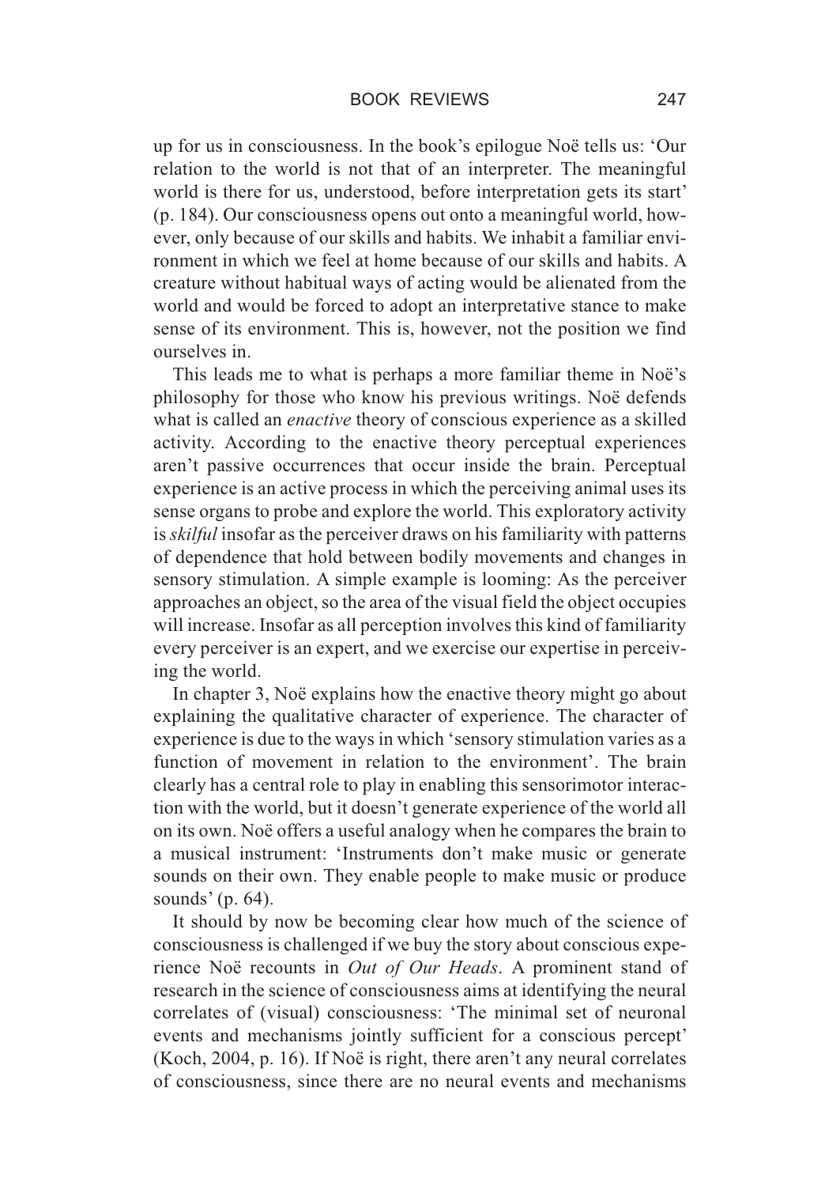up for us in consciousness. In the book's epilogue Noë tells us: 'Our relation to the world is not that of an interpreter. The meaningful world is there for us, understood, before interpretation gets its start' (p. 184). Our consciousness opens out onto a meaningful world, however, only because of our skills and habits. We inhabit a familiar environment in which we feel at home because of our skills and habits. A creature without habitual ways of acting would be alienated from the world and would be forced to adopt an interpretative stance to make sense of its environment. This is, however, not the position we find ourselves in.

This leads me to what is perhaps a more familiar theme in Noë's philosophy for those who know his previous writings. Noë defends what is called an *enactive* theory of conscious experience as a skilled activity. According to the enactive theory perceptual experiences aren't passive occurrences that occur inside the brain. Perceptual experience is an active process in which the perceiving animal uses its sense organs to probe and explore the world. This exploratory activity is *skilful* insofar as the perceiver draws on his familiarity with patterns of dependence that hold between bodily movements and changes in sensory stimulation. A simple example is looming: As the perceiver approaches an object, so the area of the visual field the object occupies will increase. Insofar as all perception involves this kind of familiarity every perceiver is an expert, and we exercise our expertise in perceiving the world.

In chapter 3, Noë explains how the enactive theory might go about explaining the qualitative character of experience. The character of experience is due to the ways in which 'sensory stimulation varies as a function of movement in relation to the environment'. The brain clearly has a central role to play in enabling this sensorimotor interaction with the world, but it doesn't generate experience of the world all on its own. Noë offers a useful analogy when he compares the brain to a musical instrument: 'Instruments don't make music or generate sounds on their own. They enable people to make music or produce sounds' (p. 64).

It should by now be becoming clear how much of the science of consciousness is challenged if we buy the story about conscious experience Noë recounts in *Out of Our Heads*. A prominent stand of research in the science of consciousness aims at identifying the neural correlates of (visual) consciousness: 'The minimal set of neuronal events and mechanisms jointly sufficient for a conscious percept' (Koch, 2004, p. 16). If Noë is right, there aren't any neural correlates of consciousness, since there are no neural events and mechanisms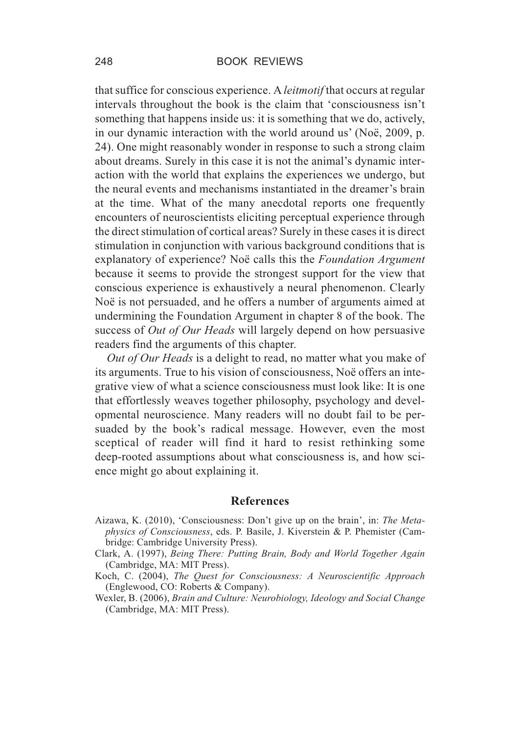that suffice for conscious experience. A *leitmotif* that occurs at regular intervals throughout the book is the claim that 'consciousness isn't something that happens inside us: it is something that we do, actively, in our dynamic interaction with the world around us' (Noë, 2009, p. 24). One might reasonably wonder in response to such a strong claim about dreams. Surely in this case it is not the animal's dynamic interaction with the world that explains the experiences we undergo, but the neural events and mechanisms instantiated in the dreamer's brain at the time. What of the many anecdotal reports one frequently encounters of neuroscientists eliciting perceptual experience through the direct stimulation of cortical areas? Surely in these cases it is direct stimulation in conjunction with various background conditions that is explanatory of experience? Noë calls this the *Foundation Argument* because it seems to provide the strongest support for the view that conscious experience is exhaustively a neural phenomenon. Clearly Noë is not persuaded, and he offers a number of arguments aimed at undermining the Foundation Argument in chapter 8 of the book. The success of *Out of Our Heads* will largely depend on how persuasive readers find the arguments of this chapter.

*Out of Our Heads* is a delight to read, no matter what you make of its arguments. True to his vision of consciousness, Noë offers an integrative view of what a science consciousness must look like: It is one that effortlessly weaves together philosophy, psychology and developmental neuroscience. Many readers will no doubt fail to be persuaded by the book's radical message. However, even the most sceptical of reader will find it hard to resist rethinking some deep-rooted assumptions about what consciousness is, and how science might go about explaining it.

## References

Aizawa, K. (2010), 'Consciousness: Don't give up on the brain', in: *The Metaphysics of Consciousness*, eds. P. Basile, J. Kiverstein & P. Phemister (Cambridge: Cambridge University Press).

Clark, A. (1997), *Being There: Putting Brain, Body and World Together Again* (Cambridge, MA: MIT Press).

Koch, C. (2004), *The Quest for Consciousness: A Neuroscientific Approach* (Englewood, CO: Roberts & Company).

Wexler, B. (2006), *Brain and Culture: Neurobiology, Ideology and Social Change* (Cambridge, MA: MIT Press).